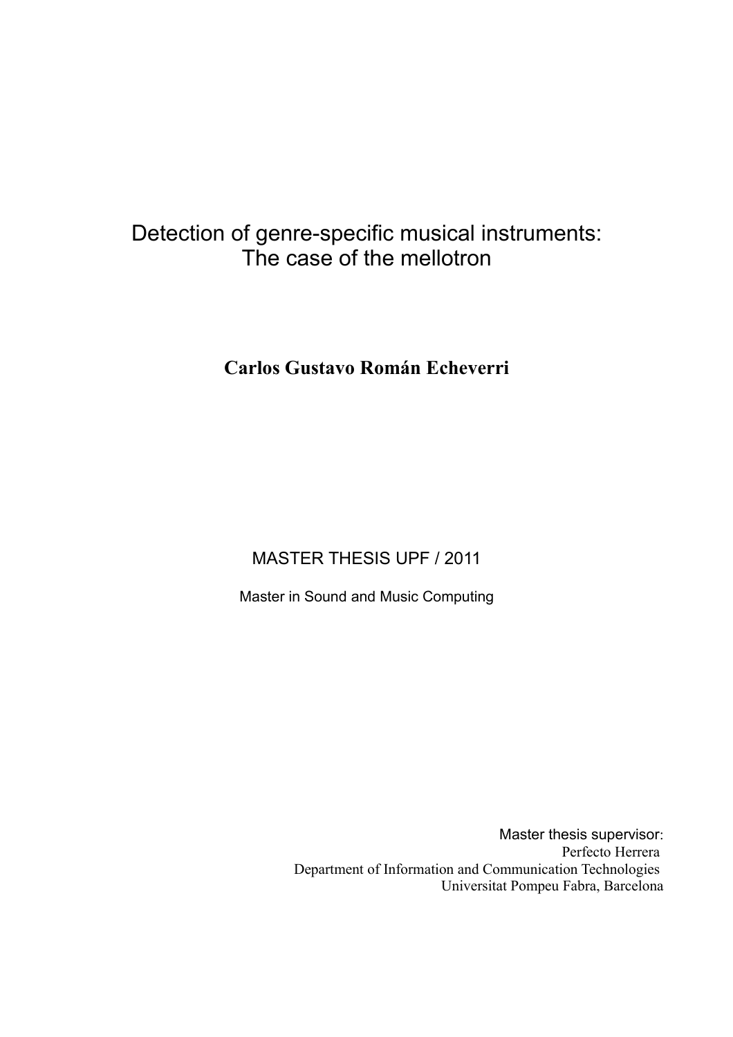# Detection of genre-specific musical instruments: The case of the mellotron

**Carlos Gustavo Román Echeverri**

MASTER THESIS UPF / 2011

Master in Sound and Music Computing

Master thesis supervisor:
Perfecto Herrera
Department of Information and Communication Technologies
Universitat Pompeu Fabra, Barcelona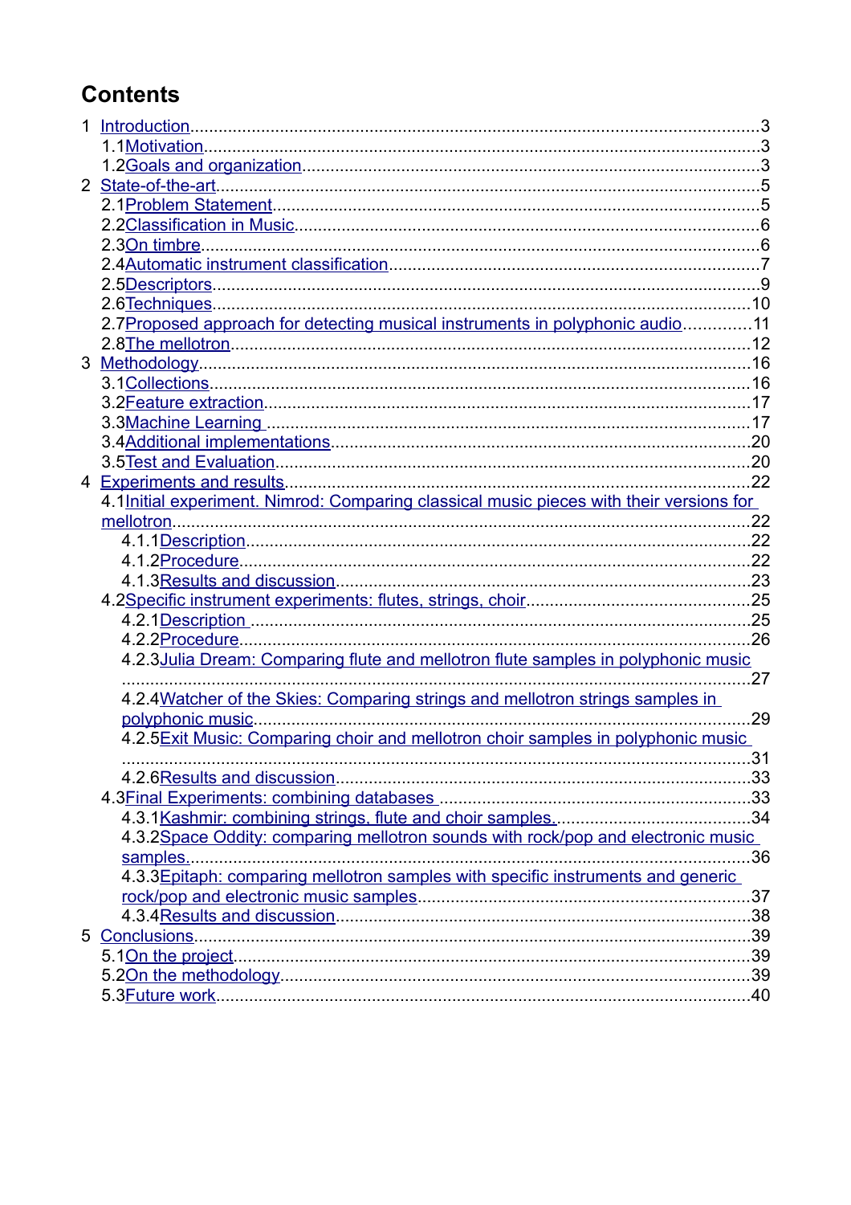# Contents

1 Introduction.....3
- 1.1 Motivation.....3
- 1.2 Goals and organization.....3

2 State-of-the-art.....5
- 2.1 Problem Statement.....5
- 2.2 Classification in Music.....6
- 2.3 On timbre.....6
- 2.4 Automatic instrument classification.....7
- 2.5 Descriptors.....9
- 2.6 Techniques.....10
- 2.7 Proposed approach for detecting musical instruments in polyphonic audio.....11
- 2.8 The mellotron.....12

3 Methodology.....16
- 3.1 Collections.....16
- 3.2 Feature extraction.....17
- 3.3 Machine Learning.....17
- 3.4 Additional implementations.....20
- 3.5 Test and Evaluation.....20

4 Experiments and results.....22
- 4.1 Initial experiment. Nimrod: Comparing classical music pieces with their versions for mellotron.....22
  - 4.1.1 Description.....22
  - 4.1.2 Procedure.....22
  - 4.1.3 Results and discussion.....23
- 4.2 Specific instrument experiments: flutes, strings, choir.....25
  - 4.2.1 Description.....25
  - 4.2.2 Procedure.....26
  - 4.2.3 Julia Dream: Comparing flute and mellotron flute samples in polyphonic music.....27
  - 4.2.4 Watcher of the Skies: Comparing strings and mellotron strings samples in polyphonic music.....29
  - 4.2.5 Exit Music: Comparing choir and mellotron choir samples in polyphonic music.....31
  - 4.2.6 Results and discussion.....33
- 4.3 Final Experiments: combining databases.....33
  - 4.3.1 Kashmir: combining strings, flute and choir samples.....34
  - 4.3.2 Space Oddity: comparing mellotron sounds with rock/pop and electronic music samples.....36
  - 4.3.3 Epitaph: comparing mellotron samples with specific instruments and generic rock/pop and electronic music samples.....37
  - 4.3.4 Results and discussion.....38

5 Conclusions.....39
- 5.1 On the project.....39
- 5.2 On the methodology.....39
- 5.3 Future work.....40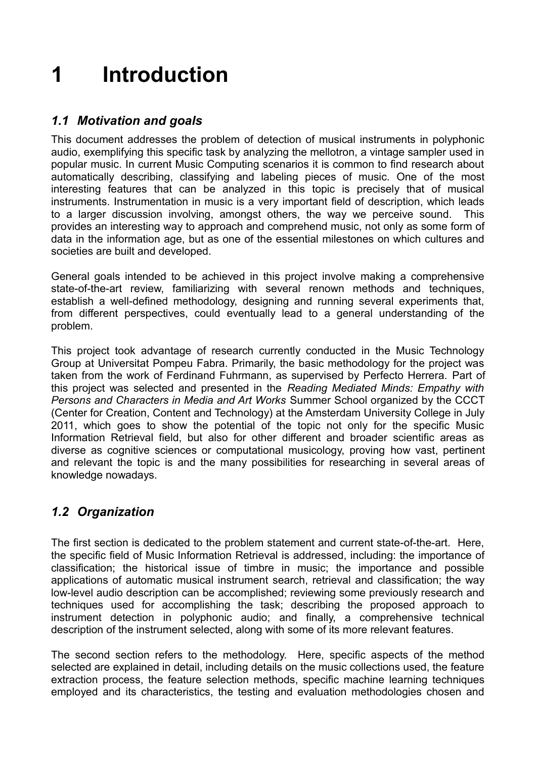# 1 Introduction

## *1.1 Motivation and goals*

This document addresses the problem of detection of musical instruments in polyphonic audio, exemplifying this specific task by analyzing the mellotron, a vintage sampler used in popular music. In current Music Computing scenarios it is common to find research about automatically describing, classifying and labeling pieces of music. One of the most interesting features that can be analyzed in this topic is precisely that of musical instruments. Instrumentation in music is a very important field of description, which leads to a larger discussion involving, amongst others, the way we perceive sound. This provides an interesting way to approach and comprehend music, not only as some form of data in the information age, but as one of the essential milestones on which cultures and societies are built and developed.

General goals intended to be achieved in this project involve making a comprehensive state-of-the-art review, familiarizing with several renown methods and techniques, establish a well-defined methodology, designing and running several experiments that, from different perspectives, could eventually lead to a general understanding of the problem.

This project took advantage of research currently conducted in the Music Technology Group at Universitat Pompeu Fabra. Primarily, the basic methodology for the project was taken from the work of Ferdinand Fuhrmann, as supervised by Perfecto Herrera. Part of this project was selected and presented in the *Reading Mediated Minds: Empathy with Persons and Characters in Media and Art Works* Summer School organized by the CCCT (Center for Creation, Content and Technology) at the Amsterdam University College in July 2011, which goes to show the potential of the topic not only for the specific Music Information Retrieval field, but also for other different and broader scientific areas as diverse as cognitive sciences or computational musicology, proving how vast, pertinent and relevant the topic is and the many possibilities for researching in several areas of knowledge nowadays.

## *1.2 Organization*

The first section is dedicated to the problem statement and current state-of-the-art. Here, the specific field of Music Information Retrieval is addressed, including: the importance of classification; the historical issue of timbre in music; the importance and possible applications of automatic musical instrument search, retrieval and classification; the way low-level audio description can be accomplished; reviewing some previously research and techniques used for accomplishing the task; describing the proposed approach to instrument detection in polyphonic audio; and finally, a comprehensive technical description of the instrument selected, along with some of its more relevant features.

The second section refers to the methodology. Here, specific aspects of the method selected are explained in detail, including details on the music collections used, the feature extraction process, the feature selection methods, specific machine learning techniques employed and its characteristics, the testing and evaluation methodologies chosen and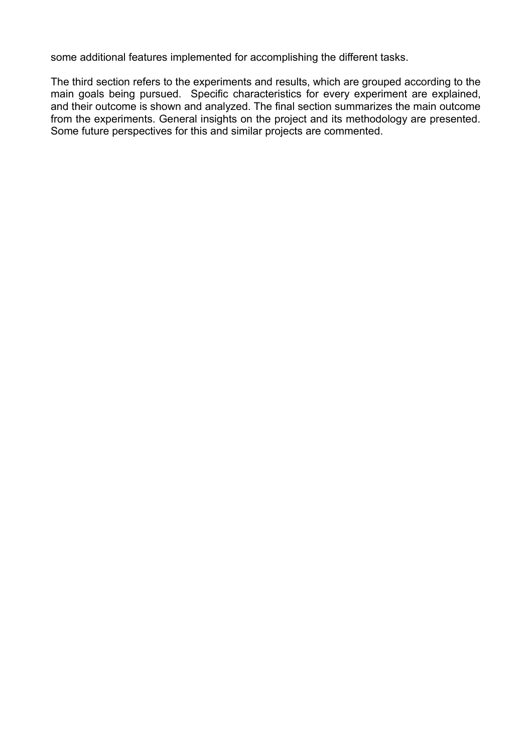some additional features implemented for accomplishing the different tasks.

The third section refers to the experiments and results, which are grouped according to the main goals being pursued. Specific characteristics for every experiment are explained, and their outcome is shown and analyzed. The final section summarizes the main outcome from the experiments. General insights on the project and its methodology are presented. Some future perspectives for this and similar projects are commented.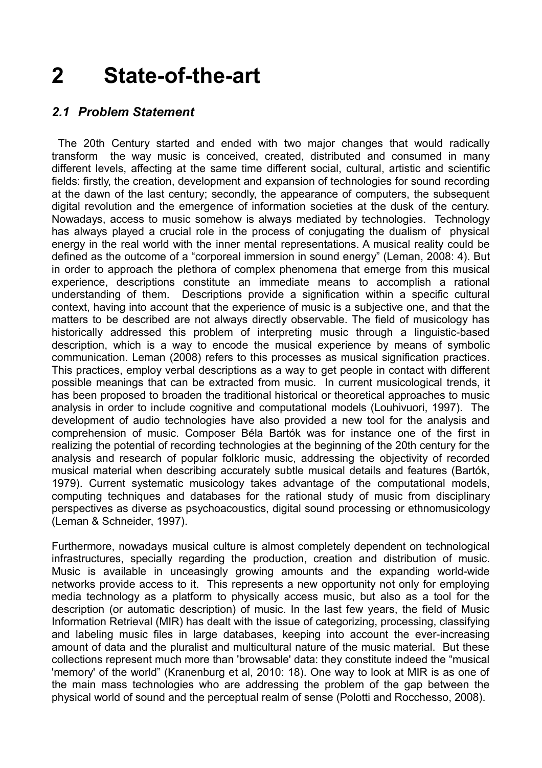# 2 State-of-the-art

## *2.1 Problem Statement*

The 20th Century started and ended with two major changes that would radically transform the way music is conceived, created, distributed and consumed in many different levels, affecting at the same time different social, cultural, artistic and scientific fields: firstly, the creation, development and expansion of technologies for sound recording at the dawn of the last century; secondly, the appearance of computers, the subsequent digital revolution and the emergence of information societies at the dusk of the century. Nowadays, access to music somehow is always mediated by technologies. Technology has always played a crucial role in the process of conjugating the dualism of physical energy in the real world with the inner mental representations. A musical reality could be defined as the outcome of a "corporeal immersion in sound energy" (Leman, 2008: 4). But in order to approach the plethora of complex phenomena that emerge from this musical experience, descriptions constitute an immediate means to accomplish a rational understanding of them. Descriptions provide a signification within a specific cultural context, having into account that the experience of music is a subjective one, and that the matters to be described are not always directly observable. The field of musicology has historically addressed this problem of interpreting music through a linguistic-based description, which is a way to encode the musical experience by means of symbolic communication. Leman (2008) refers to this processes as musical signification practices. This practices, employ verbal descriptions as a way to get people in contact with different possible meanings that can be extracted from music. In current musicological trends, it has been proposed to broaden the traditional historical or theoretical approaches to music analysis in order to include cognitive and computational models (Louhivuori, 1997). The development of audio technologies have also provided a new tool for the analysis and comprehension of music. Composer Béla Bartók was for instance one of the first in realizing the potential of recording technologies at the beginning of the 20th century for the analysis and research of popular folkloric music, addressing the objectivity of recorded musical material when describing accurately subtle musical details and features (Bartók, 1979). Current systematic musicology takes advantage of the computational models, computing techniques and databases for the rational study of music from disciplinary perspectives as diverse as psychoacoustics, digital sound processing or ethnomusicology (Leman & Schneider, 1997).

Furthermore, nowadays musical culture is almost completely dependent on technological infrastructures, specially regarding the production, creation and distribution of music. Music is available in unceasingly growing amounts and the expanding world-wide networks provide access to it. This represents a new opportunity not only for employing media technology as a platform to physically access music, but also as a tool for the description (or automatic description) of music. In the last few years, the field of Music Information Retrieval (MIR) has dealt with the issue of categorizing, processing, classifying and labeling music files in large databases, keeping into account the ever-increasing amount of data and the pluralist and multicultural nature of the music material. But these collections represent much more than 'browsable' data: they constitute indeed the "musical 'memory' of the world" (Kranenburg et al, 2010: 18). One way to look at MIR is as one of the main mass technologies who are addressing the problem of the gap between the physical world of sound and the perceptual realm of sense (Polotti and Rocchesso, 2008).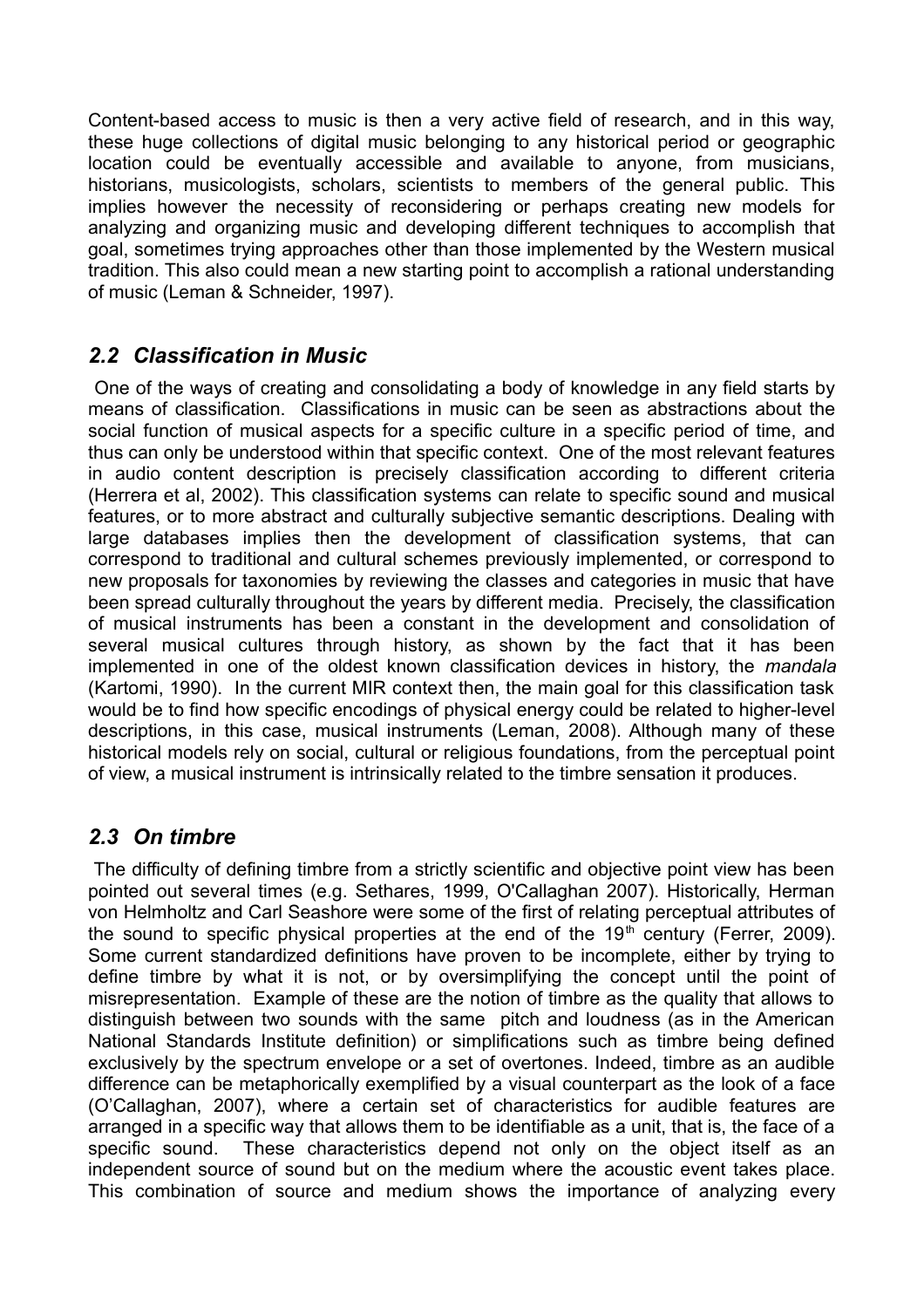Content-based access to music is then a very active field of research, and in this way, these huge collections of digital music belonging to any historical period or geographic location could be eventually accessible and available to anyone, from musicians, historians, musicologists, scholars, scientists to members of the general public. This implies however the necessity of reconsidering or perhaps creating new models for analyzing and organizing music and developing different techniques to accomplish that goal, sometimes trying approaches other than those implemented by the Western musical tradition. This also could mean a new starting point to accomplish a rational understanding of music (Leman & Schneider, 1997).

## *2.2 Classification in Music*

One of the ways of creating and consolidating a body of knowledge in any field starts by means of classification. Classifications in music can be seen as abstractions about the social function of musical aspects for a specific culture in a specific period of time, and thus can only be understood within that specific context. One of the most relevant features in audio content description is precisely classification according to different criteria (Herrera et al, 2002). This classification systems can relate to specific sound and musical features, or to more abstract and culturally subjective semantic descriptions. Dealing with large databases implies then the development of classification systems, that can correspond to traditional and cultural schemes previously implemented, or correspond to new proposals for taxonomies by reviewing the classes and categories in music that have been spread culturally throughout the years by different media. Precisely, the classification of musical instruments has been a constant in the development and consolidation of several musical cultures through history, as shown by the fact that it has been implemented in one of the oldest known classification devices in history, the *mandala* (Kartomi, 1990). In the current MIR context then, the main goal for this classification task would be to find how specific encodings of physical energy could be related to higher-level descriptions, in this case, musical instruments (Leman, 2008). Although many of these historical models rely on social, cultural or religious foundations, from the perceptual point of view, a musical instrument is intrinsically related to the timbre sensation it produces.

## *2.3 On timbre*

The difficulty of defining timbre from a strictly scientific and objective point view has been pointed out several times (e.g. Sethares, 1999, O'Callaghan 2007). Historically, Herman von Helmholtz and Carl Seashore were some of the first of relating perceptual attributes of the sound to specific physical properties at the end of the 19th century (Ferrer, 2009). Some current standardized definitions have proven to be incomplete, either by trying to define timbre by what it is not, or by oversimplifying the concept until the point of misrepresentation. Example of these are the notion of timbre as the quality that allows to distinguish between two sounds with the same pitch and loudness (as in the American National Standards Institute definition) or simplifications such as timbre being defined exclusively by the spectrum envelope or a set of overtones. Indeed, timbre as an audible difference can be metaphorically exemplified by a visual counterpart as the look of a face (O'Callaghan, 2007), where a certain set of characteristics for audible features are arranged in a specific way that allows them to be identifiable as a unit, that is, the face of a specific sound. These characteristics depend not only on the object itself as an independent source of sound but on the medium where the acoustic event takes place. This combination of source and medium shows the importance of analyzing every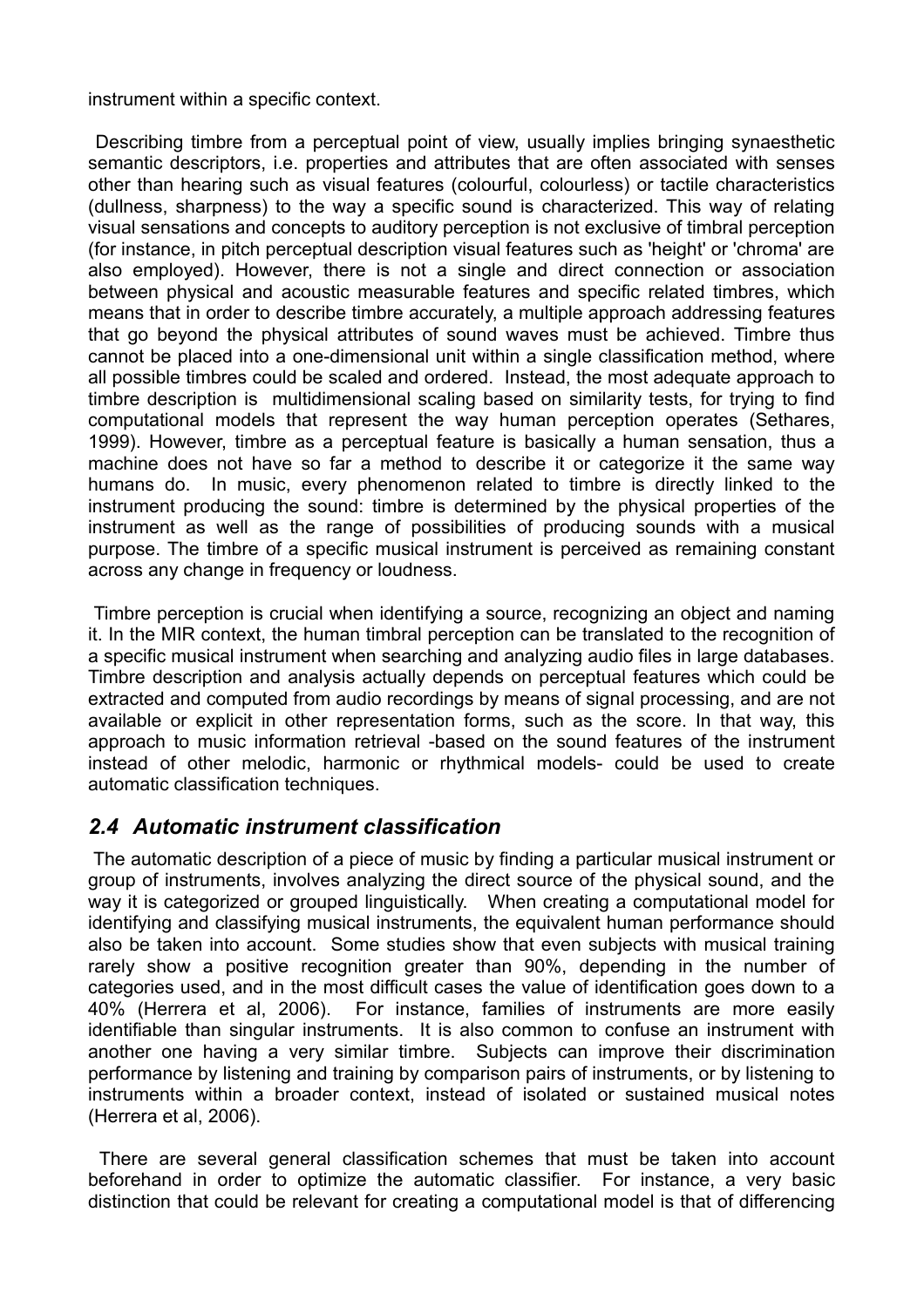instrument within a specific context.

Describing timbre from a perceptual point of view, usually implies bringing synaesthetic semantic descriptors, i.e. properties and attributes that are often associated with senses other than hearing such as visual features (colourful, colourless) or tactile characteristics (dullness, sharpness) to the way a specific sound is characterized. This way of relating visual sensations and concepts to auditory perception is not exclusive of timbral perception (for instance, in pitch perceptual description visual features such as 'height' or 'chroma' are also employed). However, there is not a single and direct connection or association between physical and acoustic measurable features and specific related timbres, which means that in order to describe timbre accurately, a multiple approach addressing features that go beyond the physical attributes of sound waves must be achieved. Timbre thus cannot be placed into a one-dimensional unit within a single classification method, where all possible timbres could be scaled and ordered. Instead, the most adequate approach to timbre description is multidimensional scaling based on similarity tests, for trying to find computational models that represent the way human perception operates (Sethares, 1999). However, timbre as a perceptual feature is basically a human sensation, thus a machine does not have so far a method to describe it or categorize it the same way humans do. In music, every phenomenon related to timbre is directly linked to the instrument producing the sound: timbre is determined by the physical properties of the instrument as well as the range of possibilities of producing sounds with a musical purpose. The timbre of a specific musical instrument is perceived as remaining constant across any change in frequency or loudness.

Timbre perception is crucial when identifying a source, recognizing an object and naming it. In the MIR context, the human timbral perception can be translated to the recognition of a specific musical instrument when searching and analyzing audio files in large databases. Timbre description and analysis actually depends on perceptual features which could be extracted and computed from audio recordings by means of signal processing, and are not available or explicit in other representation forms, such as the score. In that way, this approach to music information retrieval -based on the sound features of the instrument instead of other melodic, harmonic or rhythmical models- could be used to create automatic classification techniques.

## *2.4 Automatic instrument classification*

The automatic description of a piece of music by finding a particular musical instrument or group of instruments, involves analyzing the direct source of the physical sound, and the way it is categorized or grouped linguistically. When creating a computational model for identifying and classifying musical instruments, the equivalent human performance should also be taken into account. Some studies show that even subjects with musical training rarely show a positive recognition greater than 90%, depending in the number of categories used, and in the most difficult cases the value of identification goes down to a 40% (Herrera et al, 2006). For instance, families of instruments are more easily identifiable than singular instruments. It is also common to confuse an instrument with another one having a very similar timbre. Subjects can improve their discrimination performance by listening and training by comparison pairs of instruments, or by listening to instruments within a broader context, instead of isolated or sustained musical notes (Herrera et al, 2006).

There are several general classification schemes that must be taken into account beforehand in order to optimize the automatic classifier. For instance, a very basic distinction that could be relevant for creating a computational model is that of differencing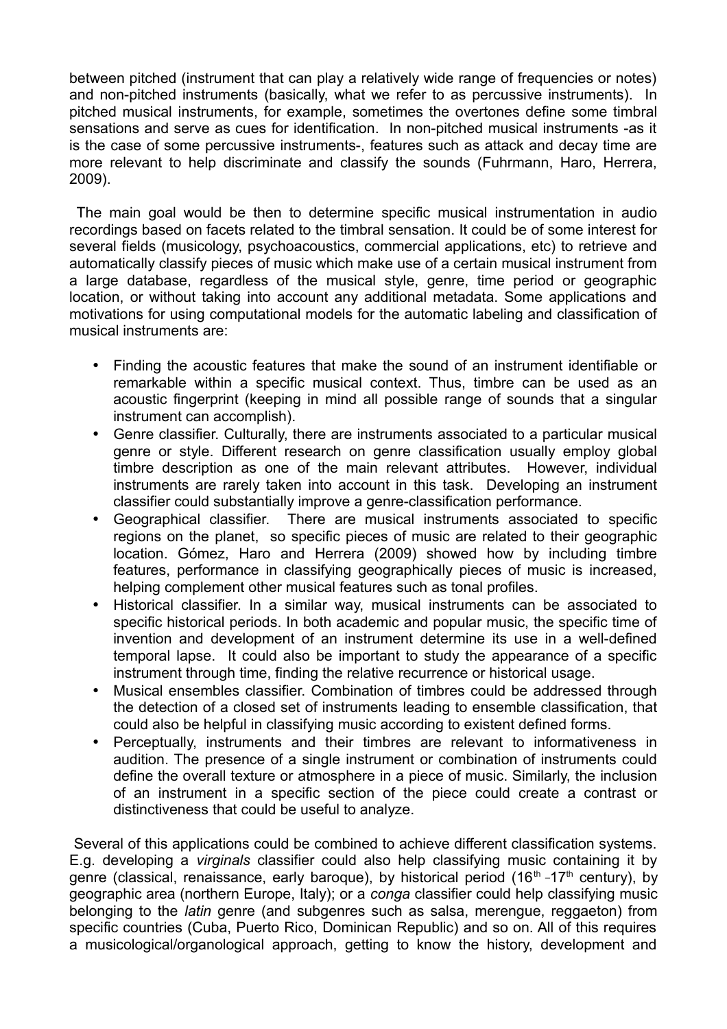between pitched (instrument that can play a relatively wide range of frequencies or notes) and non-pitched instruments (basically, what we refer to as percussive instruments). In pitched musical instruments, for example, sometimes the overtones define some timbral sensations and serve as cues for identification. In non-pitched musical instruments -as it is the case of some percussive instruments-, features such as attack and decay time are more relevant to help discriminate and classify the sounds (Fuhrmann, Haro, Herrera, 2009).

The main goal would be then to determine specific musical instrumentation in audio recordings based on facets related to the timbral sensation. It could be of some interest for several fields (musicology, psychoacoustics, commercial applications, etc) to retrieve and automatically classify pieces of music which make use of a certain musical instrument from a large database, regardless of the musical style, genre, time period or geographic location, or without taking into account any additional metadata. Some applications and motivations for using computational models for the automatic labeling and classification of musical instruments are:

- Finding the acoustic features that make the sound of an instrument identifiable or remarkable within a specific musical context. Thus, timbre can be used as an acoustic fingerprint (keeping in mind all possible range of sounds that a singular instrument can accomplish).
- Genre classifier. Culturally, there are instruments associated to a particular musical genre or style. Different research on genre classification usually employ global timbre description as one of the main relevant attributes. However, individual instruments are rarely taken into account in this task. Developing an instrument classifier could substantially improve a genre-classification performance.
- Geographical classifier. There are musical instruments associated to specific regions on the planet, so specific pieces of music are related to their geographic location. Gómez, Haro and Herrera (2009) showed how by including timbre features, performance in classifying geographically pieces of music is increased, helping complement other musical features such as tonal profiles.
- Historical classifier. In a similar way, musical instruments can be associated to specific historical periods. In both academic and popular music, the specific time of invention and development of an instrument determine its use in a well-defined temporal lapse. It could also be important to study the appearance of a specific instrument through time, finding the relative recurrence or historical usage.
- Musical ensembles classifier. Combination of timbres could be addressed through the detection of a closed set of instruments leading to ensemble classification, that could also be helpful in classifying music according to existent defined forms.
- Perceptually, instruments and their timbres are relevant to informativeness in audition. The presence of a single instrument or combination of instruments could define the overall texture or atmosphere in a piece of music. Similarly, the inclusion of an instrument in a specific section of the piece could create a contrast or distinctiveness that could be useful to analyze.

Several of this applications could be combined to achieve different classification systems. E.g. developing a *virginals* classifier could also help classifying music containing it by genre (classical, renaissance, early baroque), by historical period (16th -17th century), by geographic area (northern Europe, Italy); or a *conga* classifier could help classifying music belonging to the *latin* genre (and subgenres such as salsa, merengue, reggaeton) from specific countries (Cuba, Puerto Rico, Dominican Republic) and so on. All of this requires a musicological/organological approach, getting to know the history, development and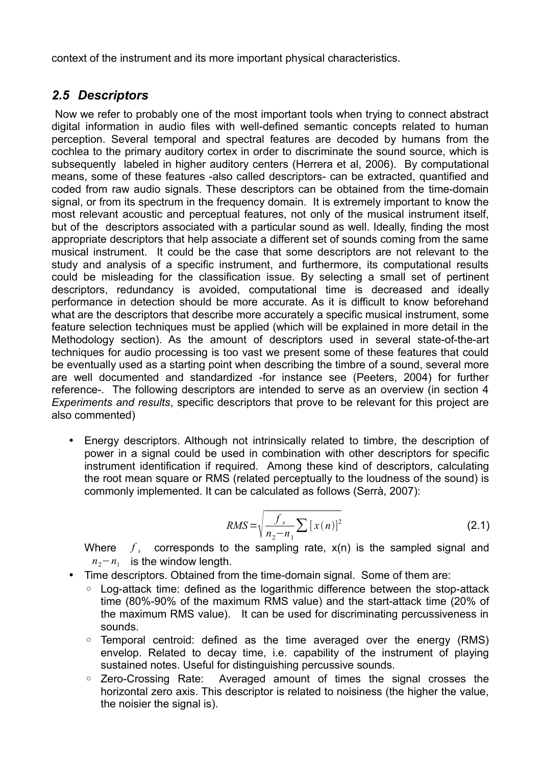context of the instrument and its more important physical characteristics.

## *2.5 Descriptors*

Now we refer to probably one of the most important tools when trying to connect abstract digital information in audio files with well-defined semantic concepts related to human perception. Several temporal and spectral features are decoded by humans from the cochlea to the primary auditory cortex in order to discriminate the sound source, which is subsequently labeled in higher auditory centers (Herrera et al, 2006). By computational means, some of these features -also called descriptors- can be extracted, quantified and coded from raw audio signals. These descriptors can be obtained from the time-domain signal, or from its spectrum in the frequency domain. It is extremely important to know the most relevant acoustic and perceptual features, not only of the musical instrument itself, but of the descriptors associated with a particular sound as well. Ideally, finding the most appropriate descriptors that help associate a different set of sounds coming from the same musical instrument. It could be the case that some descriptors are not relevant to the study and analysis of a specific instrument, and furthermore, its computational results could be misleading for the classification issue. By selecting a small set of pertinent descriptors, redundancy is avoided, computational time is decreased and ideally performance in detection should be more accurate. As it is difficult to know beforehand what are the descriptors that describe more accurately a specific musical instrument, some feature selection techniques must be applied (which will be explained in more detail in the Methodology section). As the amount of descriptors used in several state-of-the-art techniques for audio processing is too vast we present some of these features that could be eventually used as a starting point when describing the timbre of a sound, several more are well documented and standardized -for instance see (Peeters, 2004) for further reference-. The following descriptors are intended to serve as an overview (in section 4 *Experiments and results*, specific descriptors that prove to be relevant for this project are also commented)

- Energy descriptors. Although not intrinsically related to timbre, the description of power in a signal could be used in combination with other descriptors for specific instrument identification if required. Among these kind of descriptors, calculating the root mean square or RMS (related perceptually to the loudness of the sound) is commonly implemented. It can be calculated as follows (Serrà, 2007):

$$RMS = \sqrt{\frac{f_s}{n_2 - n_1} \sum [x(n)]^2} \tag{2.1}$$

  Where $f_s$ corresponds to the sampling rate, x(n) is the sampled signal and $n_2 - n_1$ is the window length.
- Time descriptors. Obtained from the time-domain signal. Some of them are:
  - Log-attack time: defined as the logarithmic difference between the stop-attack time (80%-90% of the maximum RMS value) and the start-attack time (20% of the maximum RMS value). It can be used for discriminating percussiveness in sounds.
  - Temporal centroid: defined as the time averaged over the energy (RMS) envelop. Related to decay time, i.e. capability of the instrument of playing sustained notes. Useful for distinguishing percussive sounds.
  - Zero-Crossing Rate: Averaged amount of times the signal crosses the horizontal zero axis. This descriptor is related to noisiness (the higher the value, the noisier the signal is).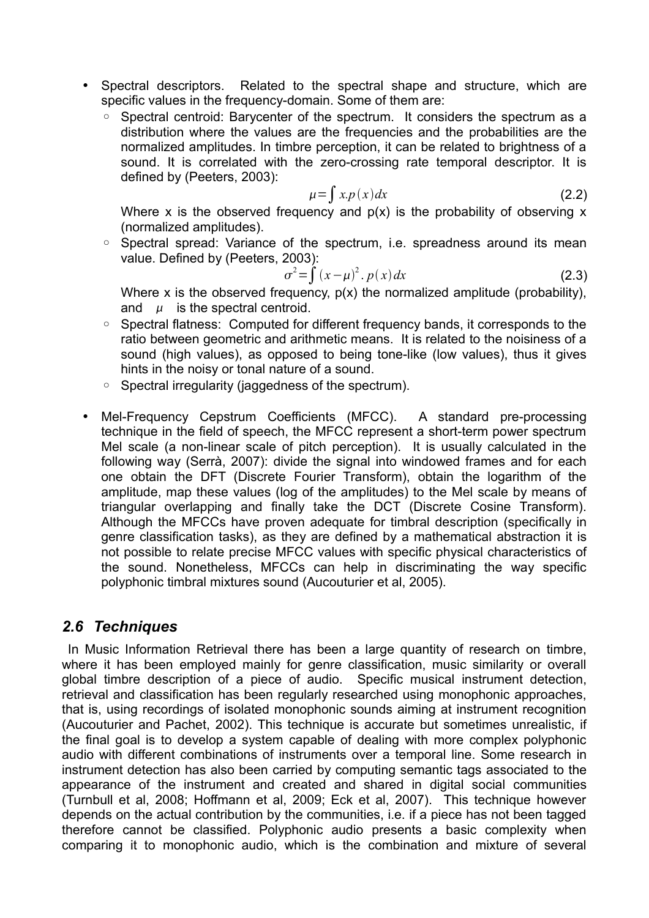- Spectral descriptors. Related to the spectral shape and structure, which are specific values in the frequency-domain. Some of them are:
  - Spectral centroid: Barycenter of the spectrum. It considers the spectrum as a distribution where the values are the frequencies and the probabilities are the normalized amplitudes. In timbre perception, it can be related to brightness of a sound. It is correlated with the zero-crossing rate temporal descriptor. It is defined by (Peeters, 2003):
  $$\mu = \int x.p(x)dx \tag{2.2}$$
  Where x is the observed frequency and p(x) is the probability of observing x (normalized amplitudes).
  - Spectral spread: Variance of the spectrum, i.e. spreadness around its mean value. Defined by (Peeters, 2003):
  $$\sigma^2 = \int (x-\mu)^2 . p(x)dx \tag{2.3}$$
  Where x is the observed frequency, p(x) the normalized amplitude (probability), and $\mu$ is the spectral centroid.
  - Spectral flatness: Computed for different frequency bands, it corresponds to the ratio between geometric and arithmetic means. It is related to the noisiness of a sound (high values), as opposed to being tone-like (low values), thus it gives hints in the noisy or tonal nature of a sound.
  - Spectral irregularity (jaggedness of the spectrum).

- Mel-Frequency Cepstrum Coefficients (MFCC). A standard pre-processing technique in the field of speech, the MFCC represent a short-term power spectrum Mel scale (a non-linear scale of pitch perception). It is usually calculated in the following way (Serrà, 2007): divide the signal into windowed frames and for each one obtain the DFT (Discrete Fourier Transform), obtain the logarithm of the amplitude, map these values (log of the amplitudes) to the Mel scale by means of triangular overlapping and finally take the DCT (Discrete Cosine Transform). Although the MFCCs have proven adequate for timbral description (specifically in genre classification tasks), as they are defined by a mathematical abstraction it is not possible to relate precise MFCC values with specific physical characteristics of the sound. Nonetheless, MFCCs can help in discriminating the way specific polyphonic timbral mixtures sound (Aucouturier et al, 2005).

## *2.6 Techniques*

In Music Information Retrieval there has been a large quantity of research on timbre, where it has been employed mainly for genre classification, music similarity or overall global timbre description of a piece of audio. Specific musical instrument detection, retrieval and classification has been regularly researched using monophonic approaches, that is, using recordings of isolated monophonic sounds aiming at instrument recognition (Aucouturier and Pachet, 2002). This technique is accurate but sometimes unrealistic, if the final goal is to develop a system capable of dealing with more complex polyphonic audio with different combinations of instruments over a temporal line. Some research in instrument detection has also been carried by computing semantic tags associated to the appearance of the instrument and created and shared in digital social communities (Turnbull et al, 2008; Hoffmann et al, 2009; Eck et al, 2007). This technique however depends on the actual contribution by the communities, i.e. if a piece has not been tagged therefore cannot be classified. Polyphonic audio presents a basic complexity when comparing it to monophonic audio, which is the combination and mixture of several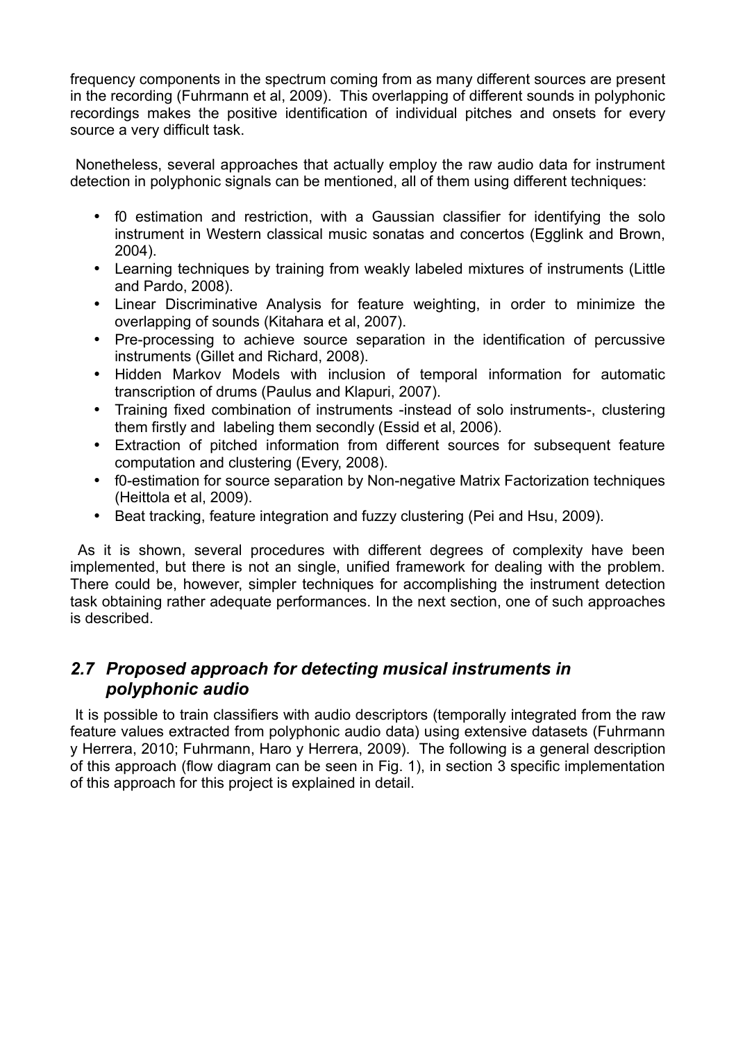frequency components in the spectrum coming from as many different sources are present in the recording (Fuhrmann et al, 2009). This overlapping of different sounds in polyphonic recordings makes the positive identification of individual pitches and onsets for every source a very difficult task.

Nonetheless, several approaches that actually employ the raw audio data for instrument detection in polyphonic signals can be mentioned, all of them using different techniques:

- f0 estimation and restriction, with a Gaussian classifier for identifying the solo instrument in Western classical music sonatas and concertos (Egglink and Brown, 2004).
- Learning techniques by training from weakly labeled mixtures of instruments (Little and Pardo, 2008).
- Linear Discriminative Analysis for feature weighting, in order to minimize the overlapping of sounds (Kitahara et al, 2007).
- Pre-processing to achieve source separation in the identification of percussive instruments (Gillet and Richard, 2008).
- Hidden Markov Models with inclusion of temporal information for automatic transcription of drums (Paulus and Klapuri, 2007).
- Training fixed combination of instruments -instead of solo instruments-, clustering them firstly and labeling them secondly (Essid et al, 2006).
- Extraction of pitched information from different sources for subsequent feature computation and clustering (Every, 2008).
- f0-estimation for source separation by Non-negative Matrix Factorization techniques (Heittola et al, 2009).
- Beat tracking, feature integration and fuzzy clustering (Pei and Hsu, 2009).

As it is shown, several procedures with different degrees of complexity have been implemented, but there is not an single, unified framework for dealing with the problem. There could be, however, simpler techniques for accomplishing the instrument detection task obtaining rather adequate performances. In the next section, one of such approaches is described.

## *2.7 Proposed approach for detecting musical instruments in polyphonic audio*

It is possible to train classifiers with audio descriptors (temporally integrated from the raw feature values extracted from polyphonic audio data) using extensive datasets (Fuhrmann y Herrera, 2010; Fuhrmann, Haro y Herrera, 2009). The following is a general description of this approach (flow diagram can be seen in Fig. 1), in section 3 specific implementation of this approach for this project is explained in detail.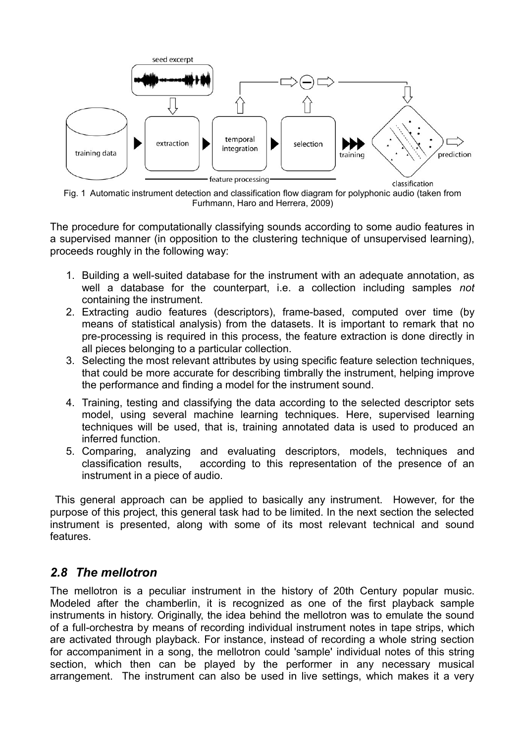seed excerpt

training data

extraction

temporal integration

selection

training

prediction

feature processing

classification

Fig. 1 Automatic instrument detection and classification flow diagram for polyphonic audio (taken from Furhmann, Haro and Herrera, 2009)

The procedure for computationally classifying sounds according to some audio features in a supervised manner (in opposition to the clustering technique of unsupervised learning), proceeds roughly in the following way:

1. Building a well-suited database for the instrument with an adequate annotation, as well a database for the counterpart, i.e. a collection including samples *not* containing the instrument.
2. Extracting audio features (descriptors), frame-based, computed over time (by means of statistical analysis) from the datasets. It is important to remark that no pre-processing is required in this process, the feature extraction is done directly in all pieces belonging to a particular collection.
3. Selecting the most relevant attributes by using specific feature selection techniques, that could be more accurate for describing timbrally the instrument, helping improve the performance and finding a model for the instrument sound.
4. Training, testing and classifying the data according to the selected descriptor sets model, using several machine learning techniques. Here, supervised learning techniques will be used, that is, training annotated data is used to produced an inferred function.
5. Comparing, analyzing and evaluating descriptors, models, techniques and classification results, according to this representation of the presence of an instrument in a piece of audio.

This general approach can be applied to basically any instrument. However, for the purpose of this project, this general task had to be limited. In the next section the selected instrument is presented, along with some of its most relevant technical and sound features.

## *2.8 The mellotron*

The mellotron is a peculiar instrument in the history of 20th Century popular music. Modeled after the chamberlin, it is recognized as one of the first playback sample instruments in history. Originally, the idea behind the mellotron was to emulate the sound of a full-orchestra by means of recording individual instrument notes in tape strips, which are activated through playback. For instance, instead of recording a whole string section for accompaniment in a song, the mellotron could 'sample' individual notes of this string section, which then can be played by the performer in any necessary musical arrangement. The instrument can also be used in live settings, which makes it a very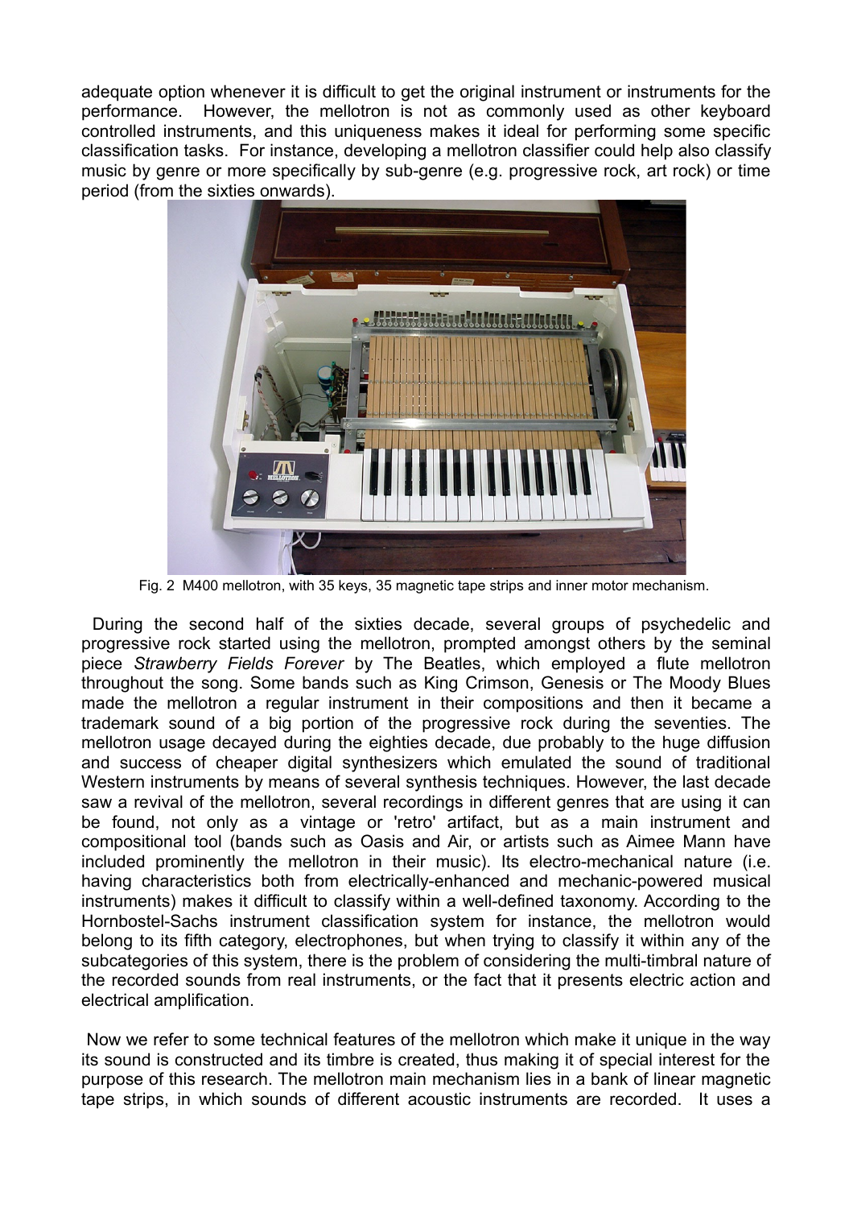adequate option whenever it is difficult to get the original instrument or instruments for the performance. However, the mellotron is not as commonly used as other keyboard controlled instruments, and this uniqueness makes it ideal for performing some specific classification tasks. For instance, developing a mellotron classifier could help also classify music by genre or more specifically by sub-genre (e.g. progressive rock, art rock) or time period (from the sixties onwards).

Fig. 2 M400 mellotron, with 35 keys, 35 magnetic tape strips and inner motor mechanism.

During the second half of the sixties decade, several groups of psychedelic and progressive rock started using the mellotron, prompted amongst others by the seminal piece *Strawberry Fields Forever* by The Beatles, which employed a flute mellotron throughout the song. Some bands such as King Crimson, Genesis or The Moody Blues made the mellotron a regular instrument in their compositions and then it became a trademark sound of a big portion of the progressive rock during the seventies. The mellotron usage decayed during the eighties decade, due probably to the huge diffusion and success of cheaper digital synthesizers which emulated the sound of traditional Western instruments by means of several synthesis techniques. However, the last decade saw a revival of the mellotron, several recordings in different genres that are using it can be found, not only as a vintage or 'retro' artifact, but as a main instrument and compositional tool (bands such as Oasis and Air, or artists such as Aimee Mann have included prominently the mellotron in their music). Its electro-mechanical nature (i.e. having characteristics both from electrically-enhanced and mechanic-powered musical instruments) makes it difficult to classify within a well-defined taxonomy. According to the Hornbostel-Sachs instrument classification system for instance, the mellotron would belong to its fifth category, electrophones, but when trying to classify it within any of the subcategories of this system, there is the problem of considering the multi-timbral nature of the recorded sounds from real instruments, or the fact that it presents electric action and electrical amplification.

Now we refer to some technical features of the mellotron which make it unique in the way its sound is constructed and its timbre is created, thus making it of special interest for the purpose of this research. The mellotron main mechanism lies in a bank of linear magnetic tape strips, in which sounds of different acoustic instruments are recorded. It uses a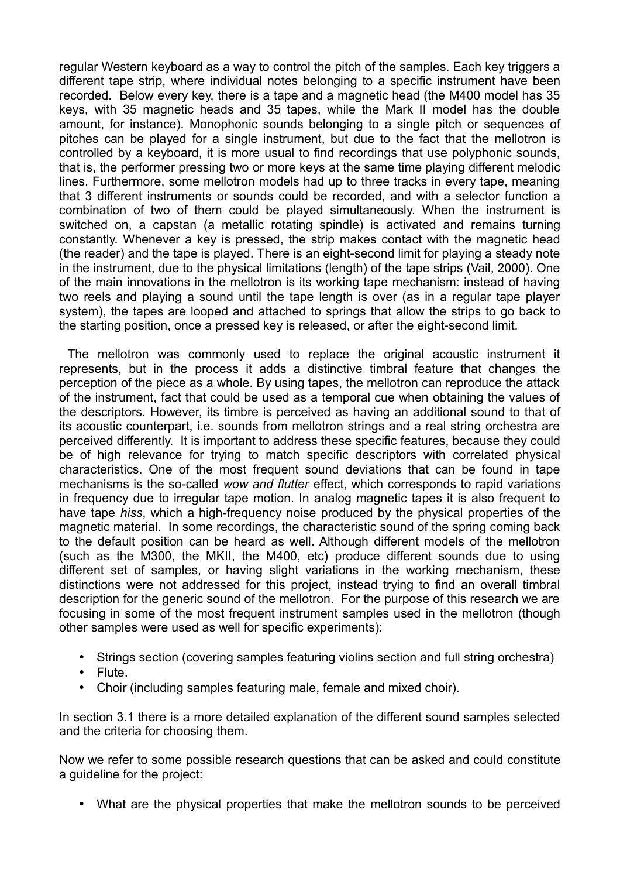regular Western keyboard as a way to control the pitch of the samples. Each key triggers a different tape strip, where individual notes belonging to a specific instrument have been recorded. Below every key, there is a tape and a magnetic head (the M400 model has 35 keys, with 35 magnetic heads and 35 tapes, while the Mark II model has the double amount, for instance). Monophonic sounds belonging to a single pitch or sequences of pitches can be played for a single instrument, but due to the fact that the mellotron is controlled by a keyboard, it is more usual to find recordings that use polyphonic sounds, that is, the performer pressing two or more keys at the same time playing different melodic lines. Furthermore, some mellotron models had up to three tracks in every tape, meaning that 3 different instruments or sounds could be recorded, and with a selector function a combination of two of them could be played simultaneously. When the instrument is switched on, a capstan (a metallic rotating spindle) is activated and remains turning constantly. Whenever a key is pressed, the strip makes contact with the magnetic head (the reader) and the tape is played. There is an eight-second limit for playing a steady note in the instrument, due to the physical limitations (length) of the tape strips (Vail, 2000). One of the main innovations in the mellotron is its working tape mechanism: instead of having two reels and playing a sound until the tape length is over (as in a regular tape player system), the tapes are looped and attached to springs that allow the strips to go back to the starting position, once a pressed key is released, or after the eight-second limit.

The mellotron was commonly used to replace the original acoustic instrument it represents, but in the process it adds a distinctive timbral feature that changes the perception of the piece as a whole. By using tapes, the mellotron can reproduce the attack of the instrument, fact that could be used as a temporal cue when obtaining the values of the descriptors. However, its timbre is perceived as having an additional sound to that of its acoustic counterpart, i.e. sounds from mellotron strings and a real string orchestra are perceived differently. It is important to address these specific features, because they could be of high relevance for trying to match specific descriptors with correlated physical characteristics. One of the most frequent sound deviations that can be found in tape mechanisms is the so-called *wow and flutter* effect, which corresponds to rapid variations in frequency due to irregular tape motion. In analog magnetic tapes it is also frequent to have tape *hiss*, which a high-frequency noise produced by the physical properties of the magnetic material. In some recordings, the characteristic sound of the spring coming back to the default position can be heard as well. Although different models of the mellotron (such as the M300, the MKII, the M400, etc) produce different sounds due to using different set of samples, or having slight variations in the working mechanism, these distinctions were not addressed for this project, instead trying to find an overall timbral description for the generic sound of the mellotron. For the purpose of this research we are focusing in some of the most frequent instrument samples used in the mellotron (though other samples were used as well for specific experiments):

- Strings section (covering samples featuring violins section and full string orchestra)
- Flute.
- Choir (including samples featuring male, female and mixed choir).

In section 3.1 there is a more detailed explanation of the different sound samples selected and the criteria for choosing them.

Now we refer to some possible research questions that can be asked and could constitute a guideline for the project:

- What are the physical properties that make the mellotron sounds to be perceived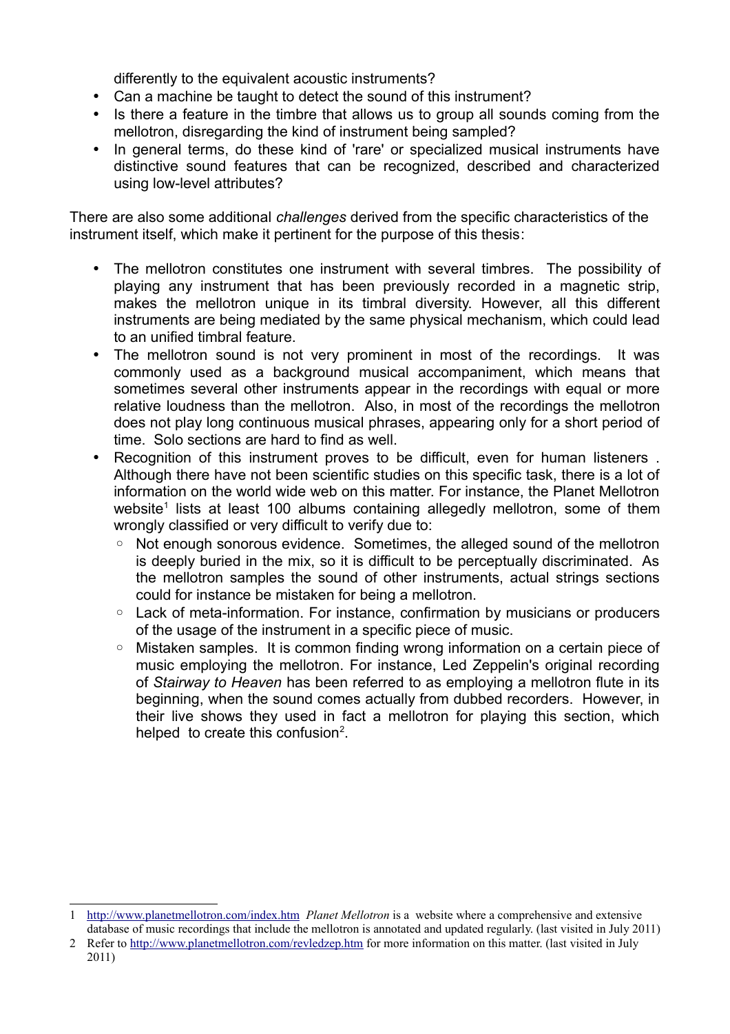differently to the equivalent acoustic instruments?

- Can a machine be taught to detect the sound of this instrument?
- Is there a feature in the timbre that allows us to group all sounds coming from the mellotron, disregarding the kind of instrument being sampled?
- In general terms, do these kind of 'rare' or specialized musical instruments have distinctive sound features that can be recognized, described and characterized using low-level attributes?

There are also some additional *challenges* derived from the specific characteristics of the instrument itself, which make it pertinent for the purpose of this thesis:

- The mellotron constitutes one instrument with several timbres. The possibility of playing any instrument that has been previously recorded in a magnetic strip, makes the mellotron unique in its timbral diversity. However, all this different instruments are being mediated by the same physical mechanism, which could lead to an unified timbral feature.
- The mellotron sound is not very prominent in most of the recordings. It was commonly used as a background musical accompaniment, which means that sometimes several other instruments appear in the recordings with equal or more relative loudness than the mellotron. Also, in most of the recordings the mellotron does not play long continuous musical phrases, appearing only for a short period of time. Solo sections are hard to find as well.
- Recognition of this instrument proves to be difficult, even for human listeners . Although there have not been scientific studies on this specific task, there is a lot of information on the world wide web on this matter. For instance, the Planet Mellotron website[1] lists at least 100 albums containing allegedly mellotron, some of them wrongly classified or very difficult to verify due to:
  - Not enough sonorous evidence. Sometimes, the alleged sound of the mellotron is deeply buried in the mix, so it is difficult to be perceptually discriminated. As the mellotron samples the sound of other instruments, actual strings sections could for instance be mistaken for being a mellotron.
  - Lack of meta-information. For instance, confirmation by musicians or producers of the usage of the instrument in a specific piece of music.
  - Mistaken samples. It is common finding wrong information on a certain piece of music employing the mellotron. For instance, Led Zeppelin's original recording of *Stairway to Heaven* has been referred to as employing a mellotron flute in its beginning, when the sound comes actually from dubbed recorders. However, in their live shows they used in fact a mellotron for playing this section, which helped to create this confusion[2].

---

1 http://www.planetmellotron.com/index.htm *Planet Mellotron* is a website where a comprehensive and extensive database of music recordings that include the mellotron is annotated and updated regularly. (last visited in July 2011)

2 Refer to http://www.planetmellotron.com/revledzep.htm for more information on this matter. (last visited in July 2011)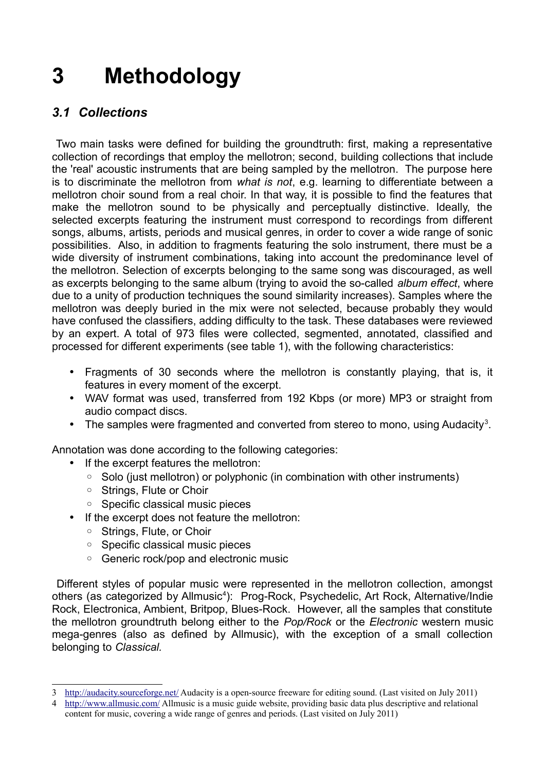# 3 Methodology

## *3.1 Collections*

Two main tasks were defined for building the groundtruth: first, making a representative collection of recordings that employ the mellotron; second, building collections that include the 'real' acoustic instruments that are being sampled by the mellotron. The purpose here is to discriminate the mellotron from *what is not*, e.g. learning to differentiate between a mellotron choir sound from a real choir. In that way, it is possible to find the features that make the mellotron sound to be physically and perceptually distinctive. Ideally, the selected excerpts featuring the instrument must correspond to recordings from different songs, albums, artists, periods and musical genres, in order to cover a wide range of sonic possibilities. Also, in addition to fragments featuring the solo instrument, there must be a wide diversity of instrument combinations, taking into account the predominance level of the mellotron. Selection of excerpts belonging to the same song was discouraged, as well as excerpts belonging to the same album (trying to avoid the so-called *album effect*, where due to a unity of production techniques the sound similarity increases). Samples where the mellotron was deeply buried in the mix were not selected, because probably they would have confused the classifiers, adding difficulty to the task. These databases were reviewed by an expert. A total of 973 files were collected, segmented, annotated, classified and processed for different experiments (see table 1), with the following characteristics:

- Fragments of 30 seconds where the mellotron is constantly playing, that is, it features in every moment of the excerpt.
- WAV format was used, transferred from 192 Kbps (or more) MP3 or straight from audio compact discs.
- The samples were fragmented and converted from stereo to mono, using Audacity[3].

Annotation was done according to the following categories:

- If the excerpt features the mellotron:
  - Solo (just mellotron) or polyphonic (in combination with other instruments)
  - Strings, Flute or Choir
  - Specific classical music pieces
- If the excerpt does not feature the mellotron:
  - Strings, Flute, or Choir
  - Specific classical music pieces
  - Generic rock/pop and electronic music

Different styles of popular music were represented in the mellotron collection, amongst others (as categorized by Allmusic[4]): Prog-Rock, Psychedelic, Art Rock, Alternative/Indie Rock, Electronica, Ambient, Britpop, Blues-Rock. However, all the samples that constitute the mellotron groundtruth belong either to the *Pop/Rock* or the *Electronic* western music mega-genres (also as defined by Allmusic), with the exception of a small collection belonging to *Classical.*

---

3 http://audacity.sourceforge.net/ Audacity is a open-source freeware for editing sound. (Last visited on July 2011)

4 http://www.allmusic.com/ Allmusic is a music guide website, providing basic data plus descriptive and relational content for music, covering a wide range of genres and periods. (Last visited on July 2011)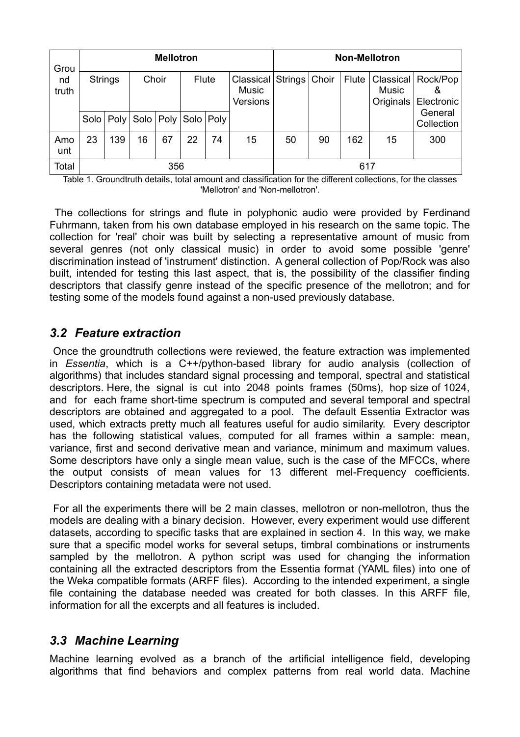| Groundtruth | Mellotron | | | | | | | Non-Mellotron | | | | |
|---|---|---|---|---|---|---|---|---|---|---|---|---|
| | Strings | | Choir | | Flute | | Classical Music Versions | Strings | Choir | Flute | Classical Music Originals | Rock/Pop & Electronic General Collection |
| | Solo | Poly | Solo | Poly | Solo | Poly | | | | | | |
| Amount | 23 | 139 | 16 | 67 | 22 | 74 | 15 | 50 | 90 | 162 | 15 | 300 |
| Total | 356 | | | | | | | 617 | | | | |

Table 1. Groundtruth details, total amount and classification for the different collections, for the classes 'Mellotron' and 'Non-mellotron'.

The collections for strings and flute in polyphonic audio were provided by Ferdinand Fuhrmann, taken from his own database employed in his research on the same topic. The collection for 'real' choir was built by selecting a representative amount of music from several genres (not only classical music) in order to avoid some possible 'genre' discrimination instead of 'instrument' distinction. A general collection of Pop/Rock was also built, intended for testing this last aspect, that is, the possibility of the classifier finding descriptors that classify genre instead of the specific presence of the mellotron; and for testing some of the models found against a non-used previously database.

## *3.2 Feature extraction*

Once the groundtruth collections were reviewed, the feature extraction was implemented in *Essentia*, which is a C++/python-based library for audio analysis (collection of algorithms) that includes standard signal processing and temporal, spectral and statistical descriptors. Here, the signal is cut into 2048 points frames (50ms), hop size of 1024, and for each frame short-time spectrum is computed and several temporal and spectral descriptors are obtained and aggregated to a pool. The default Essentia Extractor was used, which extracts pretty much all features useful for audio similarity. Every descriptor has the following statistical values, computed for all frames within a sample: mean, variance, first and second derivative mean and variance, minimum and maximum values. Some descriptors have only a single mean value, such is the case of the MFCCs, where the output consists of mean values for 13 different mel-Frequency coefficients. Descriptors containing metadata were not used.

For all the experiments there will be 2 main classes, mellotron or non-mellotron, thus the models are dealing with a binary decision. However, every experiment would use different datasets, according to specific tasks that are explained in section 4. In this way, we make sure that a specific model works for several setups, timbral combinations or instruments sampled by the mellotron. A python script was used for changing the information containing all the extracted descriptors from the Essentia format (YAML files) into one of the Weka compatible formats (ARFF files). According to the intended experiment, a single file containing the database needed was created for both classes. In this ARFF file, information for all the excerpts and all features is included.

## *3.3 Machine Learning*

Machine learning evolved as a branch of the artificial intelligence field, developing algorithms that find behaviors and complex patterns from real world data. Machine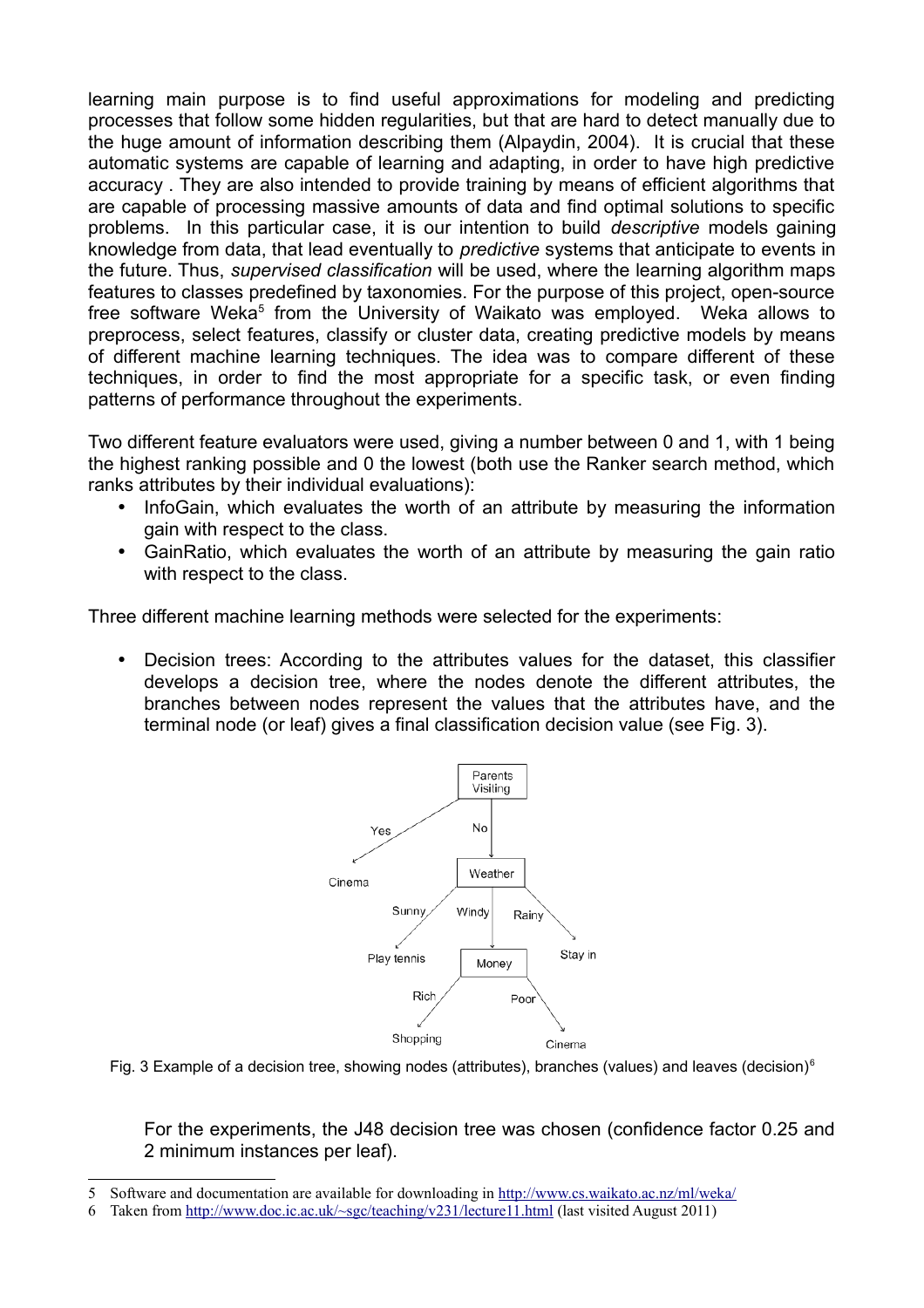learning main purpose is to find useful approximations for modeling and predicting processes that follow some hidden regularities, but that are hard to detect manually due to the huge amount of information describing them (Alpaydin, 2004). It is crucial that these automatic systems are capable of learning and adapting, in order to have high predictive accuracy . They are also intended to provide training by means of efficient algorithms that are capable of processing massive amounts of data and find optimal solutions to specific problems. In this particular case, it is our intention to build *descriptive* models gaining knowledge from data, that lead eventually to *predictive* systems that anticipate to events in the future. Thus, *supervised classification* will be used, where the learning algorithm maps features to classes predefined by taxonomies. For the purpose of this project, open-source free software Weka[5] from the University of Waikato was employed. Weka allows to preprocess, select features, classify or cluster data, creating predictive models by means of different machine learning techniques. The idea was to compare different of these techniques, in order to find the most appropriate for a specific task, or even finding patterns of performance throughout the experiments.

Two different feature evaluators were used, giving a number between 0 and 1, with 1 being the highest ranking possible and 0 the lowest (both use the Ranker search method, which ranks attributes by their individual evaluations):

- InfoGain, which evaluates the worth of an attribute by measuring the information gain with respect to the class.
- GainRatio, which evaluates the worth of an attribute by measuring the gain ratio with respect to the class.

Three different machine learning methods were selected for the experiments:

- Decision trees: According to the attributes values for the dataset, this classifier develops a decision tree, where the nodes denote the different attributes, the branches between nodes represent the values that the attributes have, and the terminal node (or leaf) gives a final classification decision value (see Fig. 3).

Parents Visiting
Yes
No
Cinema
Weather
Sunny
Windy
Rainy
Play tennis
Money
Stay in
Rich
Poor
Shopping
Cinema

Fig. 3 Example of a decision tree, showing nodes (attributes), branches (values) and leaves (decision)[6]

For the experiments, the J48 decision tree was chosen (confidence factor 0.25 and 2 minimum instances per leaf).

5 Software and documentation are available for downloading in http://www.cs.waikato.ac.nz/ml/weka/

6 Taken from http://www.doc.ic.ac.uk/~sgc/teaching/v231/lecture11.html (last visited August 2011)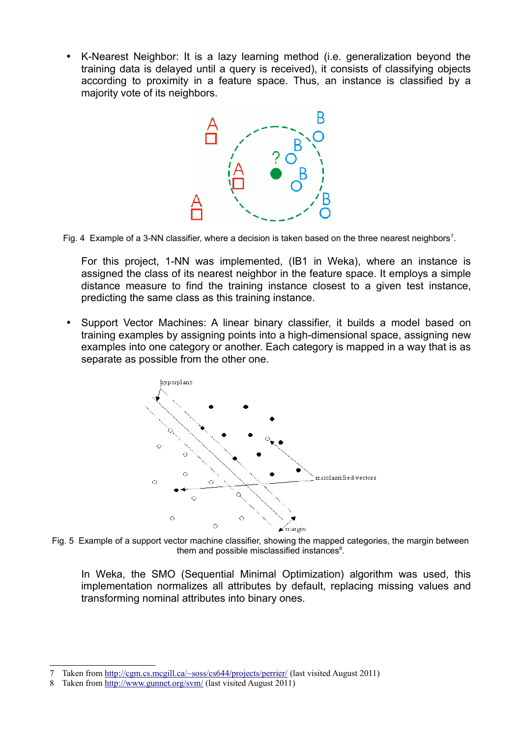- K-Nearest Neighbor: It is a lazy learning method (i.e. generalization beyond the training data is delayed until a query is received), it consists of classifying objects according to proximity in a feature space. Thus, an instance is classified by a majority vote of its neighbors.

A
B
B
?
A
B
A
B

Fig. 4 Example of a 3-NN classifier, where a decision is taken based on the three nearest neighbors[7].

For this project, 1-NN was implemented, (IB1 in Weka), where an instance is assigned the class of its nearest neighbor in the feature space. It employs a simple distance measure to find the training instance closest to a given test instance, predicting the same class as this training instance.

- Support Vector Machines: A linear binary classifier, it builds a model based on training examples by assigning points into a high-dimensional space, assigning new examples into one category or another. Each category is mapped in a way that is as separate as possible from the other one.

hyperplane
misclassified vectors
margin

Fig. 5 Example of a support vector machine classifier, showing the mapped categories, the margin between them and possible misclassified instances[8].

In Weka, the SMO (Sequential Minimal Optimization) algorithm was used, this implementation normalizes all attributes by default, replacing missing values and transforming nominal attributes into binary ones.

---

7 Taken from http://cgm.cs.mcgill.ca/~soss/cs644/projects/perrier/ (last visited August 2011)
8 Taken from http://www.gunnet.org/svm/ (last visited August 2011)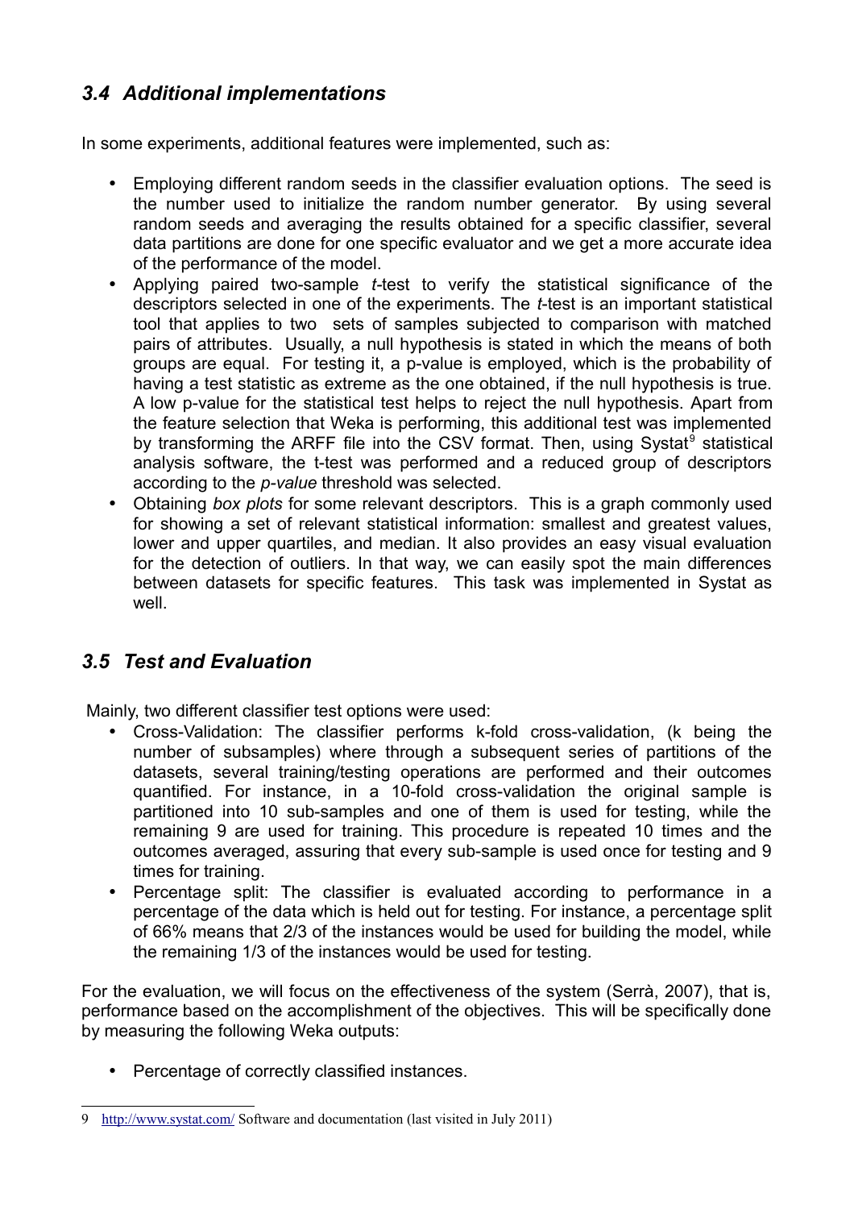### *3.4 Additional implementations*

In some experiments, additional features were implemented, such as:

- Employing different random seeds in the classifier evaluation options. The seed is the number used to initialize the random number generator. By using several random seeds and averaging the results obtained for a specific classifier, several data partitions are done for one specific evaluator and we get a more accurate idea of the performance of the model.
- Applying paired two-sample *t*-test to verify the statistical significance of the descriptors selected in one of the experiments. The *t*-test is an important statistical tool that applies to two sets of samples subjected to comparison with matched pairs of attributes. Usually, a null hypothesis is stated in which the means of both groups are equal. For testing it, a p-value is employed, which is the probability of having a test statistic as extreme as the one obtained, if the null hypothesis is true. A low p-value for the statistical test helps to reject the null hypothesis. Apart from the feature selection that Weka is performing, this additional test was implemented by transforming the ARFF file into the CSV format. Then, using Systat[9] statistical analysis software, the t-test was performed and a reduced group of descriptors according to the *p-value* threshold was selected.
- Obtaining *box plots* for some relevant descriptors. This is a graph commonly used for showing a set of relevant statistical information: smallest and greatest values, lower and upper quartiles, and median. It also provides an easy visual evaluation for the detection of outliers. In that way, we can easily spot the main differences between datasets for specific features. This task was implemented in Systat as well.

### *3.5 Test and Evaluation*

Mainly, two different classifier test options were used:

- Cross-Validation: The classifier performs k-fold cross-validation, (k being the number of subsamples) where through a subsequent series of partitions of the datasets, several training/testing operations are performed and their outcomes quantified. For instance, in a 10-fold cross-validation the original sample is partitioned into 10 sub-samples and one of them is used for testing, while the remaining 9 are used for training. This procedure is repeated 10 times and the outcomes averaged, assuring that every sub-sample is used once for testing and 9 times for training.
- Percentage split: The classifier is evaluated according to performance in a percentage of the data which is held out for testing. For instance, a percentage split of 66% means that 2/3 of the instances would be used for building the model, while the remaining 1/3 of the instances would be used for testing.

For the evaluation, we will focus on the effectiveness of the system (Serrà, 2007), that is, performance based on the accomplishment of the objectives. This will be specifically done by measuring the following Weka outputs:

- Percentage of correctly classified instances.

9 http://www.systat.com/ Software and documentation (last visited in July 2011)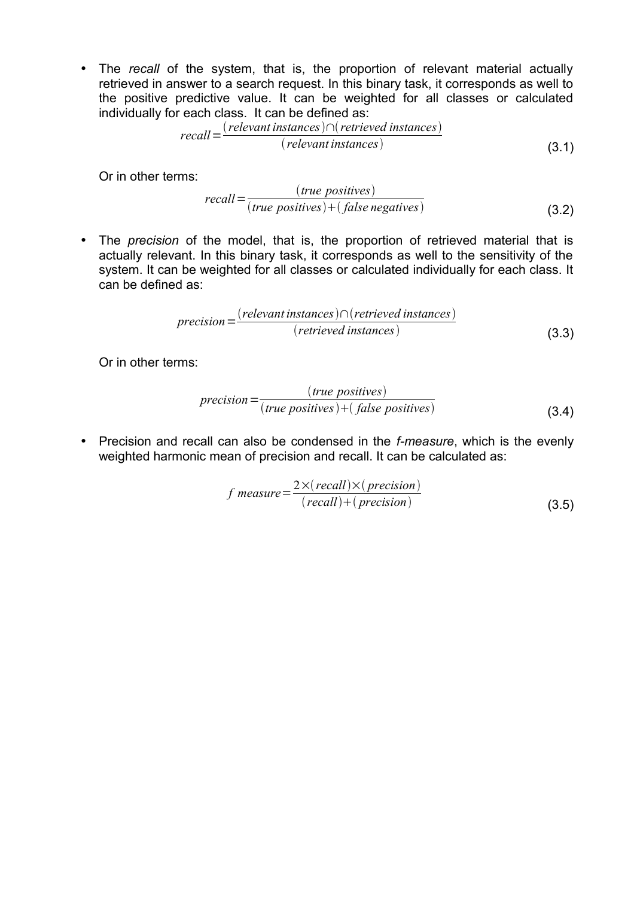- The *recall* of the system, that is, the proportion of relevant material actually retrieved in answer to a search request. In this binary task, it corresponds as well to the positive predictive value. It can be weighted for all classes or calculated individually for each class. It can be defined as:

$$recall = \frac{(relevant\ instances) \cap (retrieved\ instances)}{(relevant\ instances)} \tag{3.1}$$

  Or in other terms:

$$recall = \frac{(true\ positives)}{(true\ positives) + (false\ negatives)} \tag{3.2}$$

- The *precision* of the model, that is, the proportion of retrieved material that is actually relevant. In this binary task, it corresponds as well to the sensitivity of the system. It can be weighted for all classes or calculated individually for each class. It can be defined as:

$$precision = \frac{(relevant\ instances) \cap (retrieved\ instances)}{(retrieved\ instances)} \tag{3.3}$$

  Or in other terms:

$$precision = \frac{(true\ positives)}{(true\ positives) + (false\ positives)} \tag{3.4}$$

- Precision and recall can also be condensed in the *f-measure*, which is the evenly weighted harmonic mean of precision and recall. It can be calculated as:

$$f\ measure = \frac{2 \times (recall) \times (precision)}{(recall) + (precision)} \tag{3.5}$$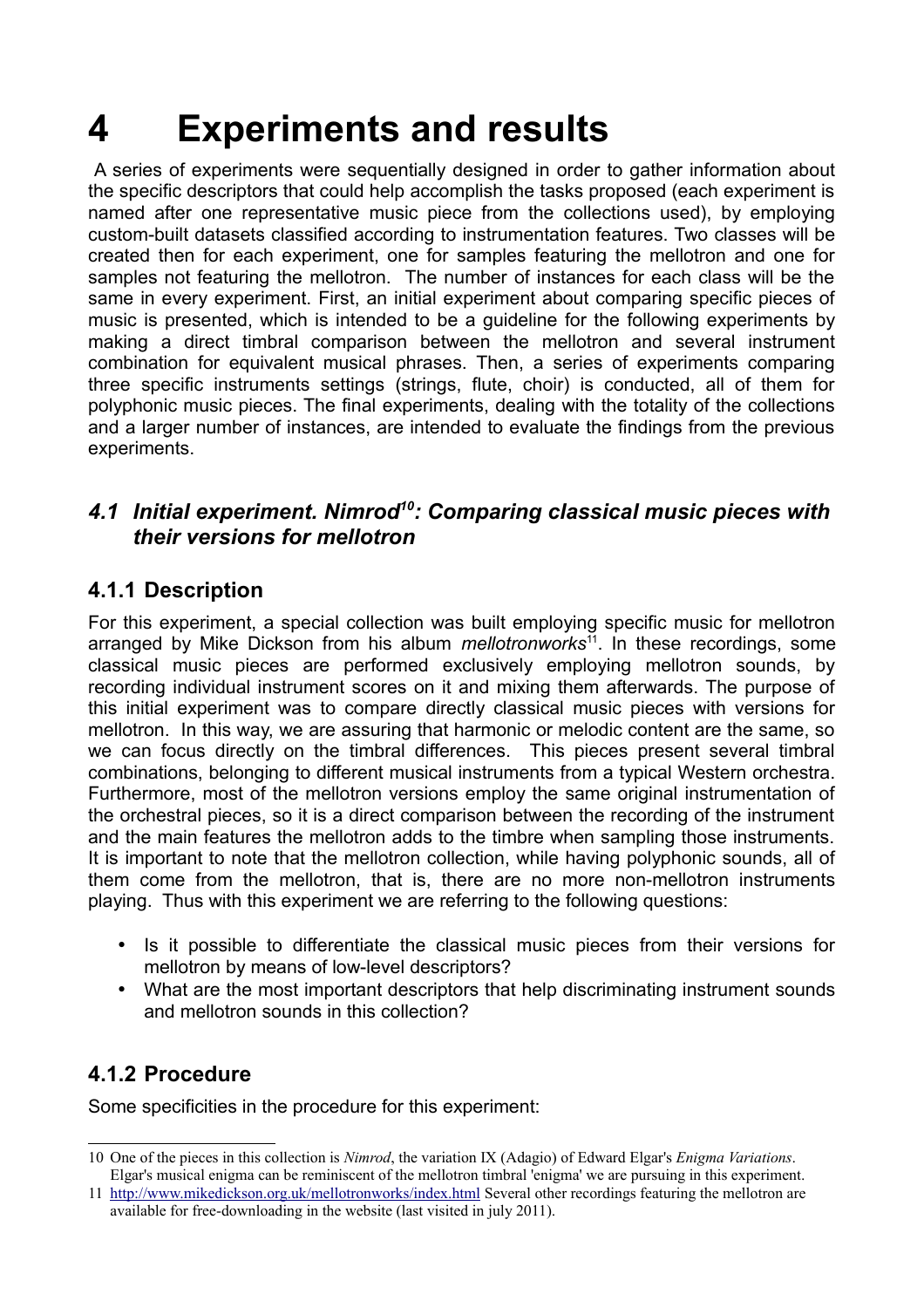# 4 Experiments and results

A series of experiments were sequentially designed in order to gather information about the specific descriptors that could help accomplish the tasks proposed (each experiment is named after one representative music piece from the collections used), by employing custom-built datasets classified according to instrumentation features. Two classes will be created then for each experiment, one for samples featuring the mellotron and one for samples not featuring the mellotron. The number of instances for each class will be the same in every experiment. First, an initial experiment about comparing specific pieces of music is presented, which is intended to be a guideline for the following experiments by making a direct timbral comparison between the mellotron and several instrument combination for equivalent musical phrases. Then, a series of experiments comparing three specific instruments settings (strings, flute, choir) is conducted, all of them for polyphonic music pieces. The final experiments, dealing with the totality of the collections and a larger number of instances, are intended to evaluate the findings from the previous experiments.

## *4.1 Initial experiment. Nimrod[10]: Comparing classical music pieces with their versions for mellotron*

### 4.1.1 Description

For this experiment, a special collection was built employing specific music for mellotron arranged by Mike Dickson from his album *mellotronworks*[11]. In these recordings, some classical music pieces are performed exclusively employing mellotron sounds, by recording individual instrument scores on it and mixing them afterwards. The purpose of this initial experiment was to compare directly classical music pieces with versions for mellotron. In this way, we are assuring that harmonic or melodic content are the same, so we can focus directly on the timbral differences. This pieces present several timbral combinations, belonging to different musical instruments from a typical Western orchestra. Furthermore, most of the mellotron versions employ the same original instrumentation of the orchestral pieces, so it is a direct comparison between the recording of the instrument and the main features the mellotron adds to the timbre when sampling those instruments. It is important to note that the mellotron collection, while having polyphonic sounds, all of them come from the mellotron, that is, there are no more non-mellotron instruments playing. Thus with this experiment we are referring to the following questions:

- Is it possible to differentiate the classical music pieces from their versions for mellotron by means of low-level descriptors?
- What are the most important descriptors that help discriminating instrument sounds and mellotron sounds in this collection?

### 4.1.2 Procedure

Some specificities in the procedure for this experiment:

---

10 One of the pieces in this collection is *Nimrod*, the variation IX (Adagio) of Edward Elgar's *Enigma Variations*. Elgar's musical enigma can be reminiscent of the mellotron timbral 'enigma' we are pursuing in this experiment.

11 http://www.mikedickson.org.uk/mellotronworks/index.html Several other recordings featuring the mellotron are available for free-downloading in the website (last visited in july 2011).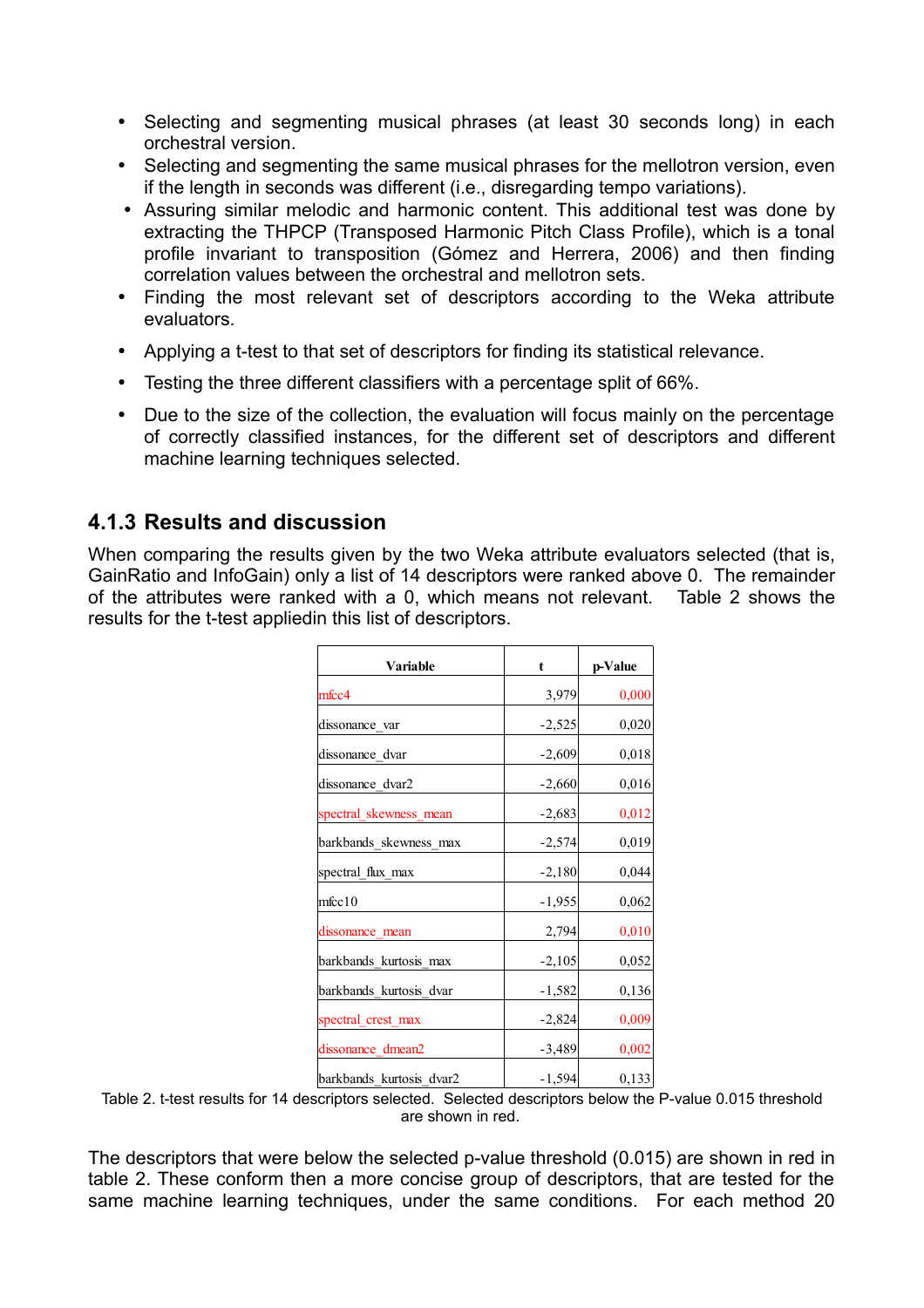- Selecting and segmenting musical phrases (at least 30 seconds long) in each orchestral version.
- Selecting and segmenting the same musical phrases for the mellotron version, even if the length in seconds was different (i.e., disregarding tempo variations).
- Assuring similar melodic and harmonic content. This additional test was done by extracting the THPCP (Transposed Harmonic Pitch Class Profile), which is a tonal profile invariant to transposition (Gómez and Herrera, 2006) and then finding correlation values between the orchestral and mellotron sets.
- Finding the most relevant set of descriptors according to the Weka attribute evaluators.
- Applying a t-test to that set of descriptors for finding its statistical relevance.
- Testing the three different classifiers with a percentage split of 66%.
- Due to the size of the collection, the evaluation will focus mainly on the percentage of correctly classified instances, for the different set of descriptors and different machine learning techniques selected.

### 4.1.3 Results and discussion

When comparing the results given by the two Weka attribute evaluators selected (that is, GainRatio and InfoGain) only a list of 14 descriptors were ranked above 0. The remainder of the attributes were ranked with a 0, which means not relevant. Table 2 shows the results for the t-test appliedin this list of descriptors.

| Variable | t | p-Value |
|---|---|---|
| mfcc4 | 3,979 | 0,000 |
| dissonance_var | -2,525 | 0,020 |
| dissonance_dvar | -2,609 | 0,018 |
| dissonance_dvar2 | -2,660 | 0,016 |
| spectral_skewness_mean | -2,683 | 0,012 |
| barkbands_skewness_max | -2,574 | 0,019 |
| spectral_flux_max | -2,180 | 0,044 |
| mfcc10 | -1,955 | 0,062 |
| dissonance_mean | 2,794 | 0,010 |
| barkbands_kurtosis_max | -2,105 | 0,052 |
| barkbands_kurtosis_dvar | -1,582 | 0,136 |
| spectral_crest_max | -2,824 | 0,009 |
| dissonance_dmean2 | -3,489 | 0,002 |
| barkbands_kurtosis_dvar2 | -1,594 | 0,133 |

Table 2. t-test results for 14 descriptors selected. Selected descriptors below the P-value 0.015 threshold are shown in red.

The descriptors that were below the selected p-value threshold (0.015) are shown in red in table 2. These conform then a more concise group of descriptors, that are tested for the same machine learning techniques, under the same conditions. For each method 20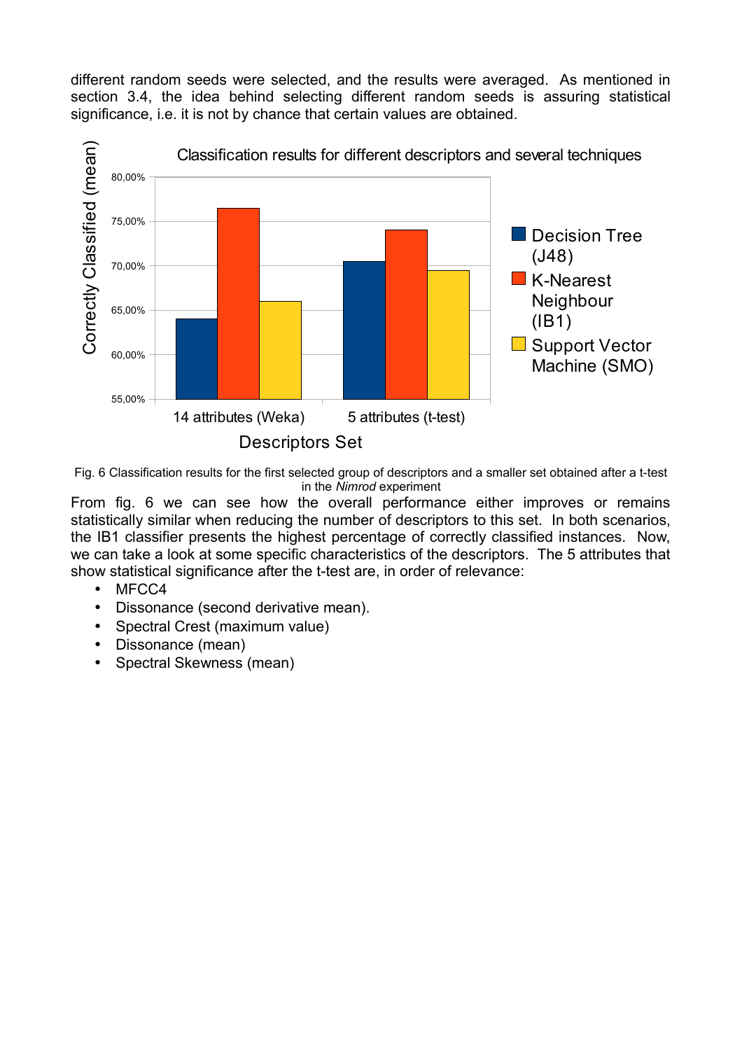different random seeds were selected, and the results were averaged. As mentioned in section 3.4, the idea behind selecting different random seeds is assuring statistical significance, i.e. it is not by chance that certain values are obtained.

Classification results for different descriptors and several techniques

Correctly Classified (mean)

80,00%
75,00%
70,00%
65,00%
60,00%
55,00%

14 attributes (Weka)
5 attributes (t-test)

Descriptors Set

Decision Tree (J48)
K-Nearest Neighbour (IB1)
Support Vector Machine (SMO)

Fig. 6 Classification results for the first selected group of descriptors and a smaller set obtained after a t-test in the *Nimrod* experiment

From fig. 6 we can see how the overall performance either improves or remains statistically similar when reducing the number of descriptors to this set. In both scenarios, the IB1 classifier presents the highest percentage of correctly classified instances. Now, we can take a look at some specific characteristics of the descriptors. The 5 attributes that show statistical significance after the t-test are, in order of relevance:

- MFCC4
- Dissonance (second derivative mean).
- Spectral Crest (maximum value)
- Dissonance (mean)
- Spectral Skewness (mean)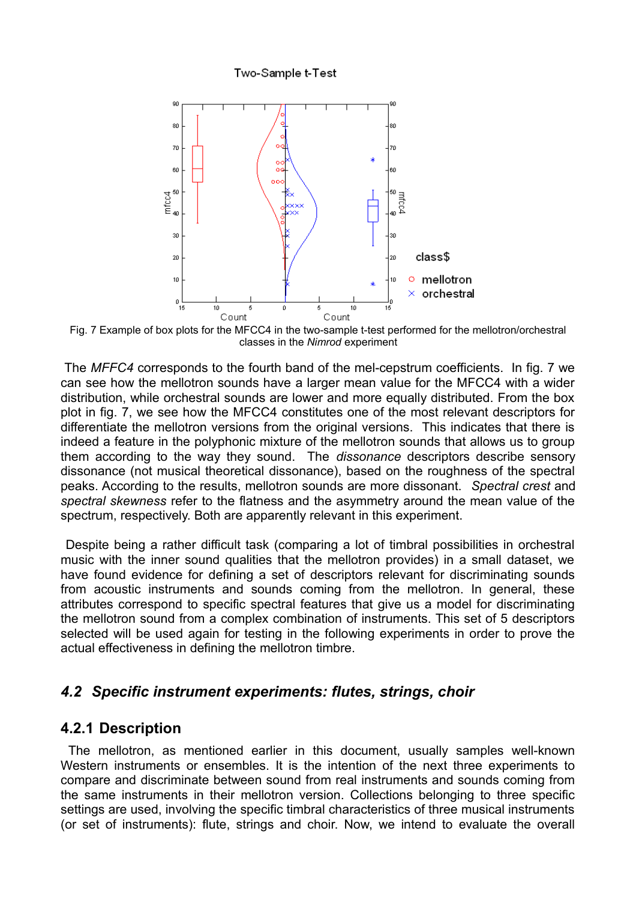Two-Sample t-Test

90
80
70
60
50
40
30
20
10
0

mfcc4

15 10 5 0 5 10 15

Count Count

class$
mellotron
orchestral

Fig. 7 Example of box plots for the MFCC4 in the two-sample t-test performed for the mellotron/orchestral classes in the *Nimrod* experiment

The *MFFC4* corresponds to the fourth band of the mel-cepstrum coefficients. In fig. 7 we can see how the mellotron sounds have a larger mean value for the MFCC4 with a wider distribution, while orchestral sounds are lower and more equally distributed. From the box plot in fig. 7, we see how the MFCC4 constitutes one of the most relevant descriptors for differentiate the mellotron versions from the original versions. This indicates that there is indeed a feature in the polyphonic mixture of the mellotron sounds that allows us to group them according to the way they sound. The *dissonance* descriptors describe sensory dissonance (not musical theoretical dissonance), based on the roughness of the spectral peaks. According to the results, mellotron sounds are more dissonant. *Spectral crest* and *spectral skewness* refer to the flatness and the asymmetry around the mean value of the spectrum, respectively. Both are apparently relevant in this experiment.

Despite being a rather difficult task (comparing a lot of timbral possibilities in orchestral music with the inner sound qualities that the mellotron provides) in a small dataset, we have found evidence for defining a set of descriptors relevant for discriminating sounds from acoustic instruments and sounds coming from the mellotron. In general, these attributes correspond to specific spectral features that give us a model for discriminating the mellotron sound from a complex combination of instruments. This set of 5 descriptors selected will be used again for testing in the following experiments in order to prove the actual effectiveness in defining the mellotron timbre.

## *4.2 Specific instrument experiments: flutes, strings, choir*

### 4.2.1 Description

The mellotron, as mentioned earlier in this document, usually samples well-known Western instruments or ensembles. It is the intention of the next three experiments to compare and discriminate between sound from real instruments and sounds coming from the same instruments in their mellotron version. Collections belonging to three specific settings are used, involving the specific timbral characteristics of three musical instruments (or set of instruments): flute, strings and choir. Now, we intend to evaluate the overall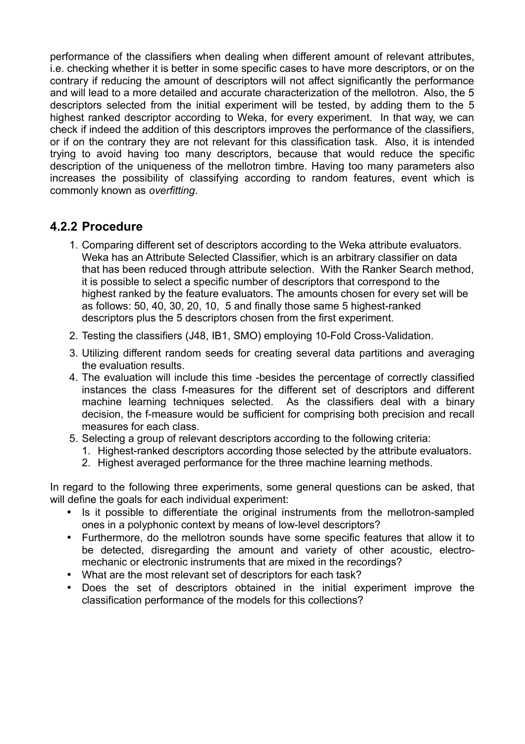performance of the classifiers when dealing when different amount of relevant attributes, i.e. checking whether it is better in some specific cases to have more descriptors, or on the contrary if reducing the amount of descriptors will not affect significantly the performance and will lead to a more detailed and accurate characterization of the mellotron. Also, the 5 descriptors selected from the initial experiment will be tested, by adding them to the 5 highest ranked descriptor according to Weka, for every experiment. In that way, we can check if indeed the addition of this descriptors improves the performance of the classifiers, or if on the contrary they are not relevant for this classification task. Also, it is intended trying to avoid having too many descriptors, because that would reduce the specific description of the uniqueness of the mellotron timbre. Having too many parameters also increases the possibility of classifying according to random features, event which is commonly known as *overfitting*.

### 4.2.2 Procedure

1. Comparing different set of descriptors according to the Weka attribute evaluators. Weka has an Attribute Selected Classifier, which is an arbitrary classifier on data that has been reduced through attribute selection. With the Ranker Search method, it is possible to select a specific number of descriptors that correspond to the highest ranked by the feature evaluators. The amounts chosen for every set will be as follows: 50, 40, 30, 20, 10, 5 and finally those same 5 highest-ranked descriptors plus the 5 descriptors chosen from the first experiment.
2. Testing the classifiers (J48, IB1, SMO) employing 10-Fold Cross-Validation.
3. Utilizing different random seeds for creating several data partitions and averaging the evaluation results.
4. The evaluation will include this time -besides the percentage of correctly classified instances the class f-measures for the different set of descriptors and different machine learning techniques selected. As the classifiers deal with a binary decision, the f-measure would be sufficient for comprising both precision and recall measures for each class.
5. Selecting a group of relevant descriptors according to the following criteria:
    1. Highest-ranked descriptors according those selected by the attribute evaluators.
    2. Highest averaged performance for the three machine learning methods.

In regard to the following three experiments, some general questions can be asked, that will define the goals for each individual experiment:

- Is it possible to differentiate the original instruments from the mellotron-sampled ones in a polyphonic context by means of low-level descriptors?
- Furthermore, do the mellotron sounds have some specific features that allow it to be detected, disregarding the amount and variety of other acoustic, electro-mechanic or electronic instruments that are mixed in the recordings?
- What are the most relevant set of descriptors for each task?
- Does the set of descriptors obtained in the initial experiment improve the classification performance of the models for this collections?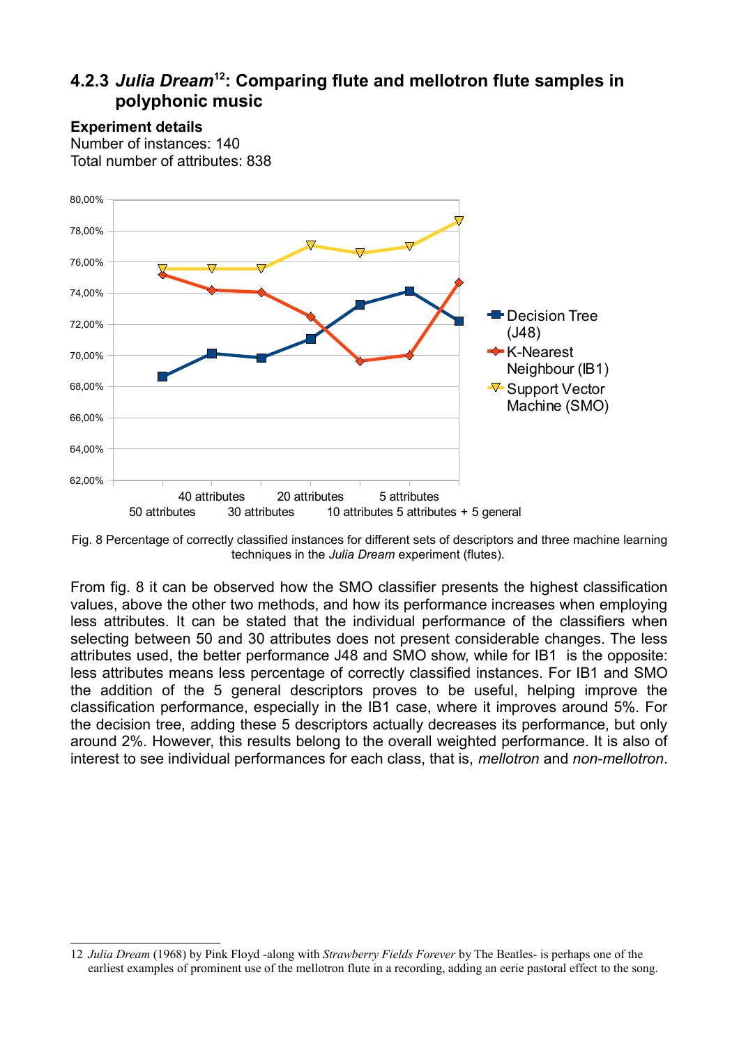### 4.2.3 *Julia Dream*[12]: Comparing flute and mellotron flute samples in polyphonic music

**Experiment details**

Number of instances: 140

Total number of attributes: 838

80,00%
78,00%
76,00%
74,00%
72,00%
70,00%
68,00%
66,00%
64,00%
62,00%

50 attributes
40 attributes
30 attributes
20 attributes
10 attributes
5 attributes
5 attributes + 5 general

Decision Tree (J48)
K-Nearest Neighbour (IB1)
Support Vector Machine (SMO)

Fig. 8 Percentage of correctly classified instances for different sets of descriptors and three machine learning techniques in the *Julia Dream* experiment (flutes).

From fig. 8 it can be observed how the SMO classifier presents the highest classification values, above the other two methods, and how its performance increases when employing less attributes. It can be stated that the individual performance of the classifiers when selecting between 50 and 30 attributes does not present considerable changes. The less attributes used, the better performance J48 and SMO show, while for IB1 is the opposite: less attributes means less percentage of correctly classified instances. For IB1 and SMO the addition of the 5 general descriptors proves to be useful, helping improve the classification performance, especially in the IB1 case, where it improves around 5%. For the decision tree, adding these 5 descriptors actually decreases its performance, but only around 2%. However, this results belong to the overall weighted performance. It is also of interest to see individual performances for each class, that is, *mellotron* and *non-mellotron*.

12 *Julia Dream* (1968) by Pink Floyd -along with *Strawberry Fields Forever* by The Beatles- is perhaps one of the earliest examples of prominent use of the mellotron flute in a recording, adding an eerie pastoral effect to the song.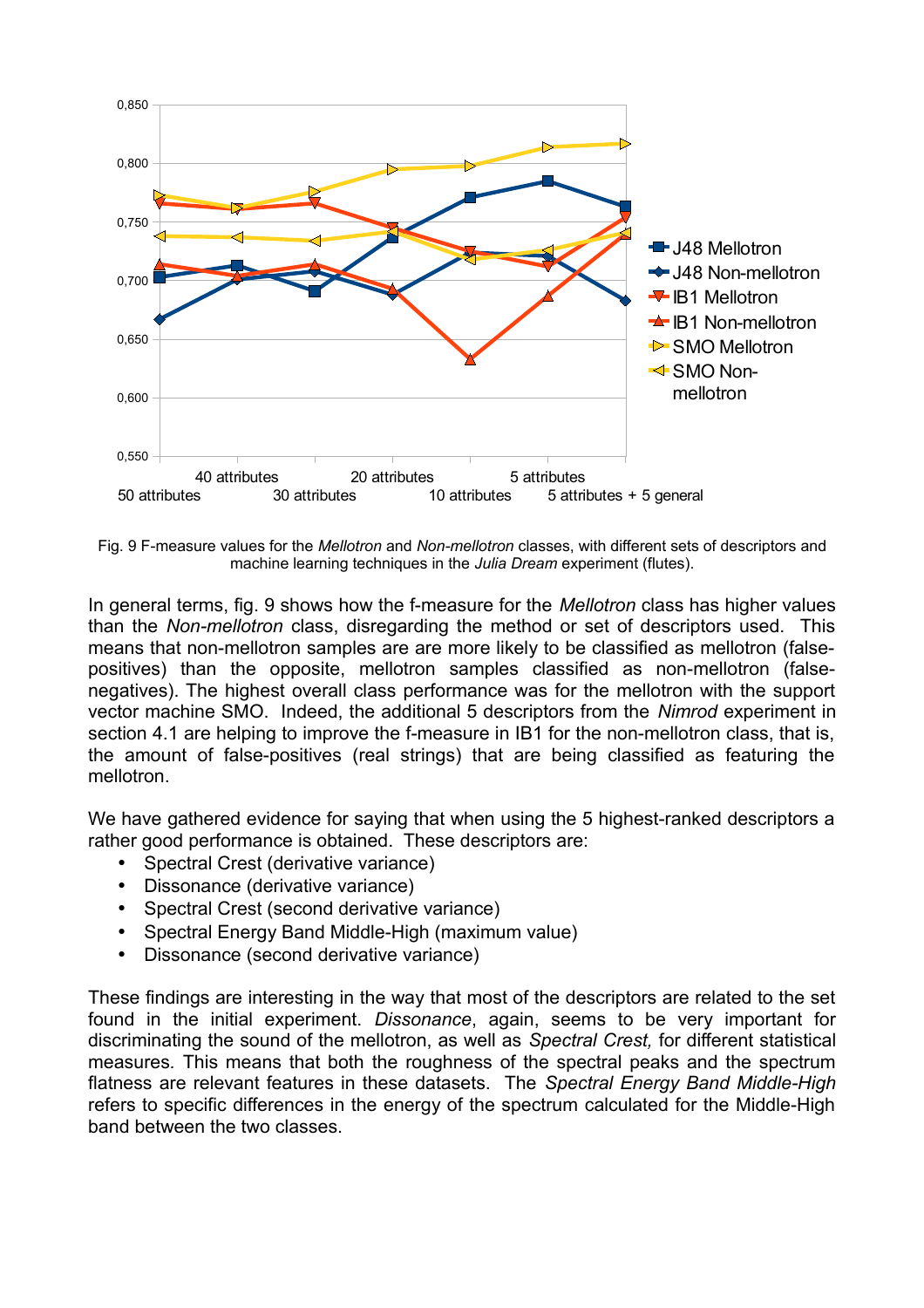0,850
0,800
0,750
0,700
0,650
0,600
0,550

40 attributes
20 attributes
5 attributes
50 attributes
30 attributes
10 attributes
5 attributes + 5 general

J48 Mellotron
J48 Non-mellotron
IB1 Mellotron
IB1 Non-mellotron
SMO Mellotron
SMO Non-mellotron

Fig. 9 F-measure values for the *Mellotron* and *Non-mellotron* classes, with different sets of descriptors and machine learning techniques in the *Julia Dream* experiment (flutes).

In general terms, fig. 9 shows how the f-measure for the *Mellotron* class has higher values than the *Non-mellotron* class, disregarding the method or set of descriptors used. This means that non-mellotron samples are are more likely to be classified as mellotron (false-positives) than the opposite, mellotron samples classified as non-mellotron (false-negatives). The highest overall class performance was for the mellotron with the support vector machine SMO. Indeed, the additional 5 descriptors from the *Nimrod* experiment in section 4.1 are helping to improve the f-measure in IB1 for the non-mellotron class, that is, the amount of false-positives (real strings) that are being classified as featuring the mellotron.

We have gathered evidence for saying that when using the 5 highest-ranked descriptors a rather good performance is obtained. These descriptors are:

- Spectral Crest (derivative variance)
- Dissonance (derivative variance)
- Spectral Crest (second derivative variance)
- Spectral Energy Band Middle-High (maximum value)
- Dissonance (second derivative variance)

These findings are interesting in the way that most of the descriptors are related to the set found in the initial experiment. *Dissonance*, again, seems to be very important for discriminating the sound of the mellotron, as well as *Spectral Crest,* for different statistical measures. This means that both the roughness of the spectral peaks and the spectrum flatness are relevant features in these datasets. The *Spectral Energy Band Middle-High* refers to specific differences in the energy of the spectrum calculated for the Middle-High band between the two classes.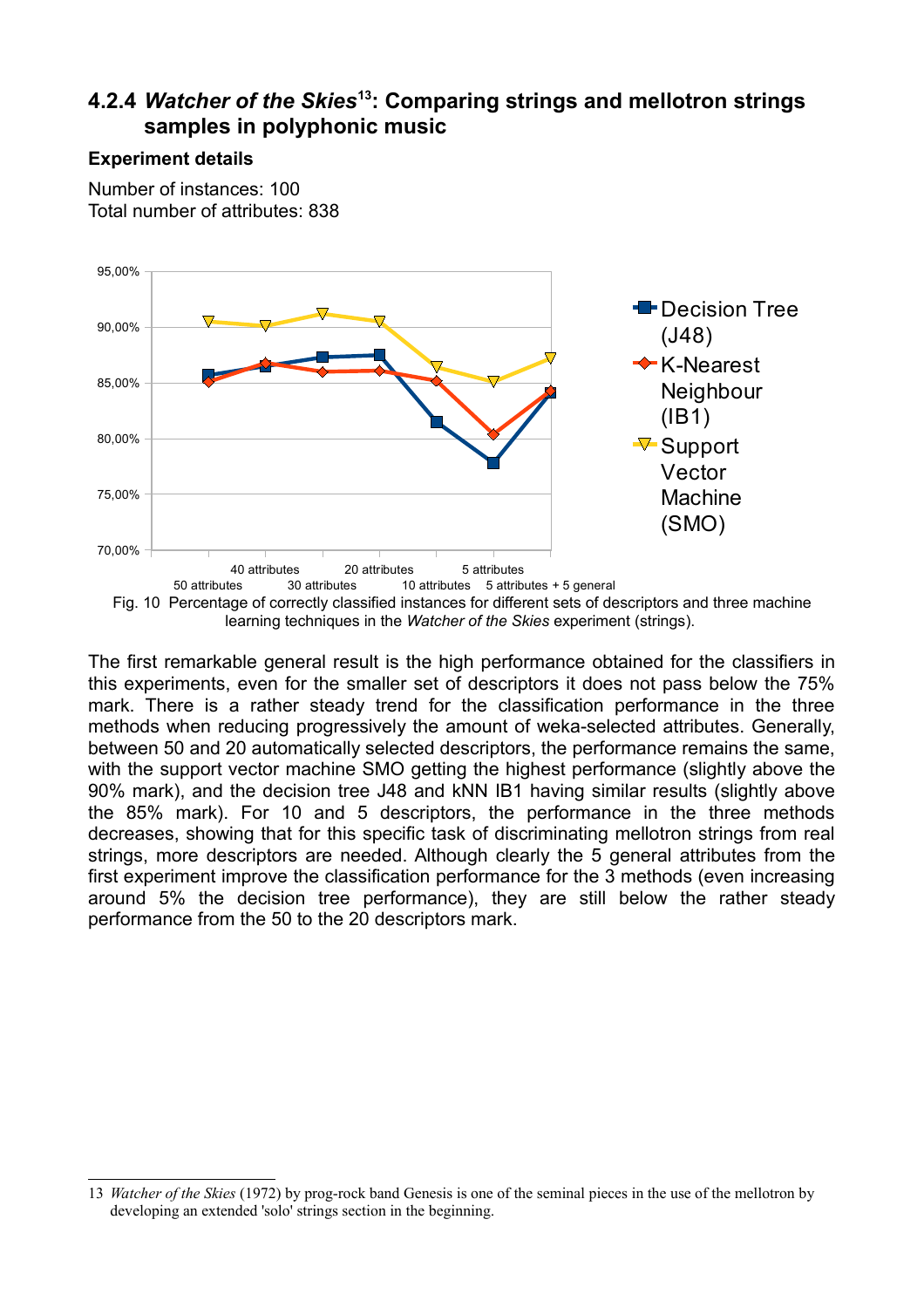### 4.2.4 *Watcher of the Skies*[13]: Comparing strings and mellotron strings samples in polyphonic music

**Experiment details**

Number of instances: 100
Total number of attributes: 838

95,00%
90,00%
85,00%
80,00%
75,00%
70,00%

40 attributes
20 attributes
5 attributes
50 attributes
30 attributes
10 attributes
5 attributes + 5 general

Decision Tree (J48)
K-Nearest Neighbour (IB1)
Support Vector Machine (SMO)

Fig. 10 Percentage of correctly classified instances for different sets of descriptors and three machine learning techniques in the *Watcher of the Skies* experiment (strings).

The first remarkable general result is the high performance obtained for the classifiers in this experiments, even for the smaller set of descriptors it does not pass below the 75% mark. There is a rather steady trend for the classification performance in the three methods when reducing progressively the amount of weka-selected attributes. Generally, between 50 and 20 automatically selected descriptors, the performance remains the same, with the support vector machine SMO getting the highest performance (slightly above the 90% mark), and the decision tree J48 and kNN IB1 having similar results (slightly above the 85% mark). For 10 and 5 descriptors, the performance in the three methods decreases, showing that for this specific task of discriminating mellotron strings from real strings, more descriptors are needed. Although clearly the 5 general attributes from the first experiment improve the classification performance for the 3 methods (even increasing around 5% the decision tree performance), they are still below the rather steady performance from the 50 to the 20 descriptors mark.

13 *Watcher of the Skies* (1972) by prog-rock band Genesis is one of the seminal pieces in the use of the mellotron by developing an extended 'solo' strings section in the beginning.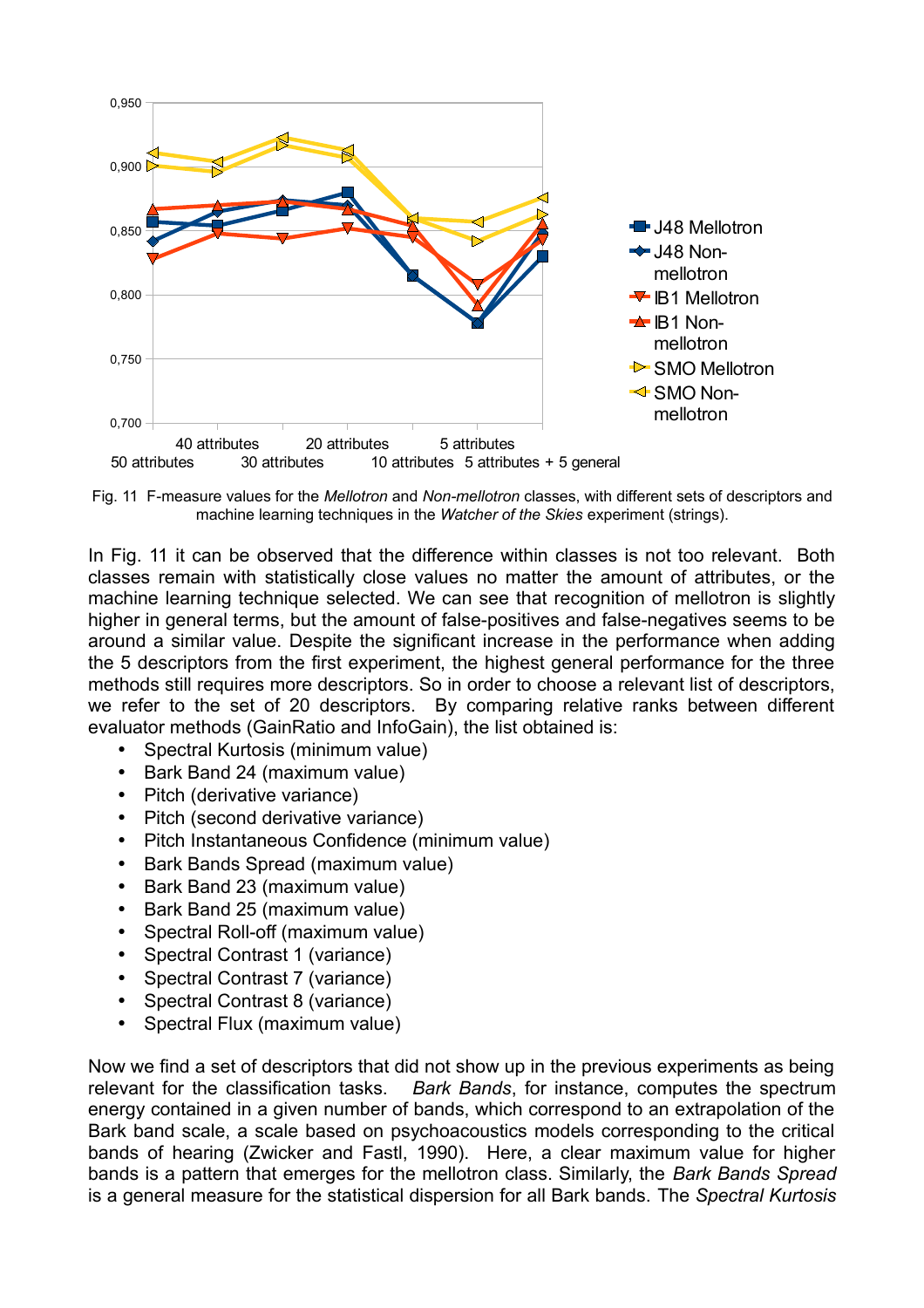0,950
0,900
0,850
0,800
0,750
0,700

40 attributes
20 attributes
5 attributes
50 attributes
30 attributes
10 attributes
5 attributes + 5 general

J48 Mellotron
J48 Non-mellotron
IB1 Mellotron
IB1 Non-mellotron
SMO Mellotron
SMO Non-mellotron

Fig. 11 F-measure values for the *Mellotron* and *Non-mellotron* classes, with different sets of descriptors and machine learning techniques in the *Watcher of the Skies* experiment (strings).

In Fig. 11 it can be observed that the difference within classes is not too relevant. Both classes remain with statistically close values no matter the amount of attributes, or the machine learning technique selected. We can see that recognition of mellotron is slightly higher in general terms, but the amount of false-positives and false-negatives seems to be around a similar value. Despite the significant increase in the performance when adding the 5 descriptors from the first experiment, the highest general performance for the three methods still requires more descriptors. So in order to choose a relevant list of descriptors, we refer to the set of 20 descriptors. By comparing relative ranks between different evaluator methods (GainRatio and InfoGain), the list obtained is:

- Spectral Kurtosis (minimum value)
- Bark Band 24 (maximum value)
- Pitch (derivative variance)
- Pitch (second derivative variance)
- Pitch Instantaneous Confidence (minimum value)
- Bark Bands Spread (maximum value)
- Bark Band 23 (maximum value)
- Bark Band 25 (maximum value)
- Spectral Roll-off (maximum value)
- Spectral Contrast 1 (variance)
- Spectral Contrast 7 (variance)
- Spectral Contrast 8 (variance)
- Spectral Flux (maximum value)

Now we find a set of descriptors that did not show up in the previous experiments as being relevant for the classification tasks. *Bark Bands*, for instance, computes the spectrum energy contained in a given number of bands, which correspond to an extrapolation of the Bark band scale, a scale based on psychoacoustics models corresponding to the critical bands of hearing (Zwicker and Fastl, 1990). Here, a clear maximum value for higher bands is a pattern that emerges for the mellotron class. Similarly, the *Bark Bands Spread* is a general measure for the statistical dispersion for all Bark bands. The *Spectral Kurtosis*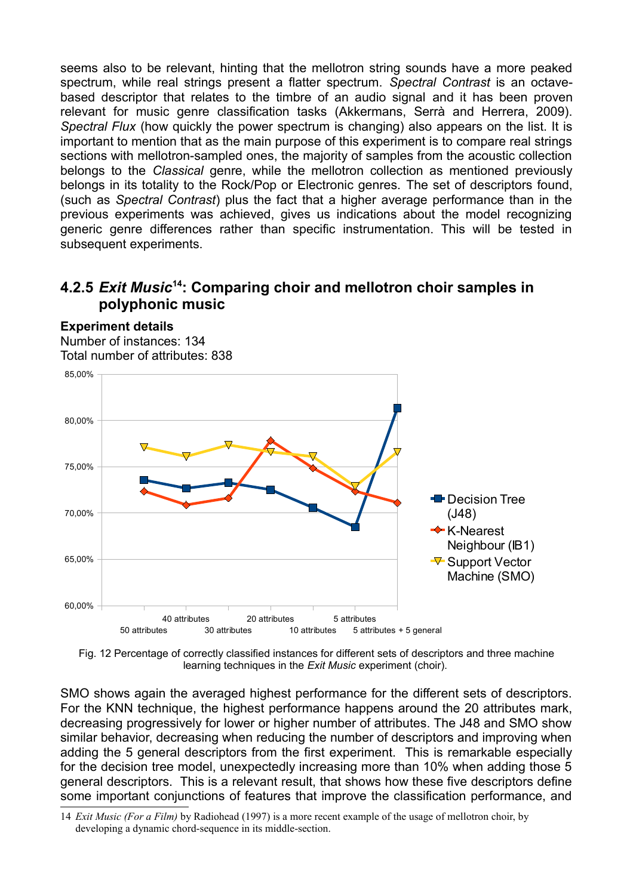seems also to be relevant, hinting that the mellotron string sounds have a more peaked spectrum, while real strings present a flatter spectrum. *Spectral Contrast* is an octave-based descriptor that relates to the timbre of an audio signal and it has been proven relevant for music genre classification tasks (Akkermans, Serrà and Herrera, 2009). *Spectral Flux* (how quickly the power spectrum is changing) also appears on the list. It is important to mention that as the main purpose of this experiment is to compare real strings sections with mellotron-sampled ones, the majority of samples from the acoustic collection belongs to the *Classical* genre, while the mellotron collection as mentioned previously belongs in its totality to the Rock/Pop or Electronic genres. The set of descriptors found, (such as *Spectral Contrast*) plus the fact that a higher average performance than in the previous experiments was achieved, gives us indications about the model recognizing generic genre differences rather than specific instrumentation. This will be tested in subsequent experiments.

### 4.2.5 *Exit Music*[14]: Comparing choir and mellotron choir samples in polyphonic music

**Experiment details**

Number of instances: 134

Total number of attributes: 838

85,00%
80,00%
75,00%
70,00%
65,00%
60,00%

50 attributes
40 attributes
30 attributes
20 attributes
10 attributes
5 attributes
5 attributes + 5 general

Decision Tree (J48)
K-Nearest Neighbour (IB1)
Support Vector Machine (SMO)

Fig. 12 Percentage of correctly classified instances for different sets of descriptors and three machine learning techniques in the *Exit Music* experiment (choir).

SMO shows again the averaged highest performance for the different sets of descriptors. For the KNN technique, the highest performance happens around the 20 attributes mark, decreasing progressively for lower or higher number of attributes. The J48 and SMO show similar behavior, decreasing when reducing the number of descriptors and improving when adding the 5 general descriptors from the first experiment. This is remarkable especially for the decision tree model, unexpectedly increasing more than 10% when adding those 5 general descriptors. This is a relevant result, that shows how these five descriptors define some important conjunctions of features that improve the classification performance, and

[14] *Exit Music (For a Film)* by Radiohead (1997) is a more recent example of the usage of mellotron choir, by developing a dynamic chord-sequence in its middle-section.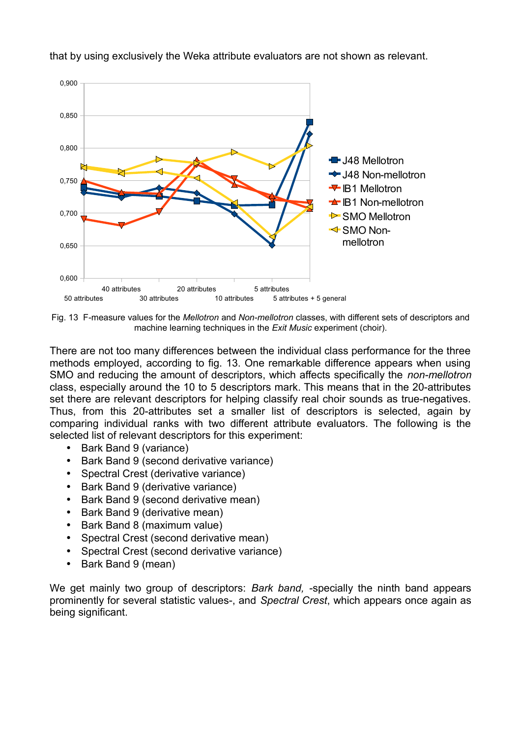that by using exclusively the Weka attribute evaluators are not shown as relevant.

0,900
0,850
0,800
0,750
0,700
0,650
0,600

50 attributes
40 attributes
30 attributes
20 attributes
10 attributes
5 attributes
5 attributes + 5 general

J48 Mellotron
J48 Non-mellotron
IB1 Mellotron
IB1 Non-mellotron
SMO Mellotron
SMO Non-mellotron

Fig. 13 F-measure values for the *Mellotron* and *Non-mellotron* classes, with different sets of descriptors and machine learning techniques in the *Exit Music* experiment (choir).

There are not too many differences between the individual class performance for the three methods employed, according to fig. 13. One remarkable difference appears when using SMO and reducing the amount of descriptors, which affects specifically the *non-mellotron* class, especially around the 10 to 5 descriptors mark. This means that in the 20-attributes set there are relevant descriptors for helping classify real choir sounds as true-negatives. Thus, from this 20-attributes set a smaller list of descriptors is selected, again by comparing individual ranks with two different attribute evaluators. The following is the selected list of relevant descriptors for this experiment:

- Bark Band 9 (variance)
- Bark Band 9 (second derivative variance)
- Spectral Crest (derivative variance)
- Bark Band 9 (derivative variance)
- Bark Band 9 (second derivative mean)
- Bark Band 9 (derivative mean)
- Bark Band 8 (maximum value)
- Spectral Crest (second derivative mean)
- Spectral Crest (second derivative variance)
- Bark Band 9 (mean)

We get mainly two group of descriptors: *Bark band,* -specially the ninth band appears prominently for several statistic values-, and *Spectral Crest*, which appears once again as being significant.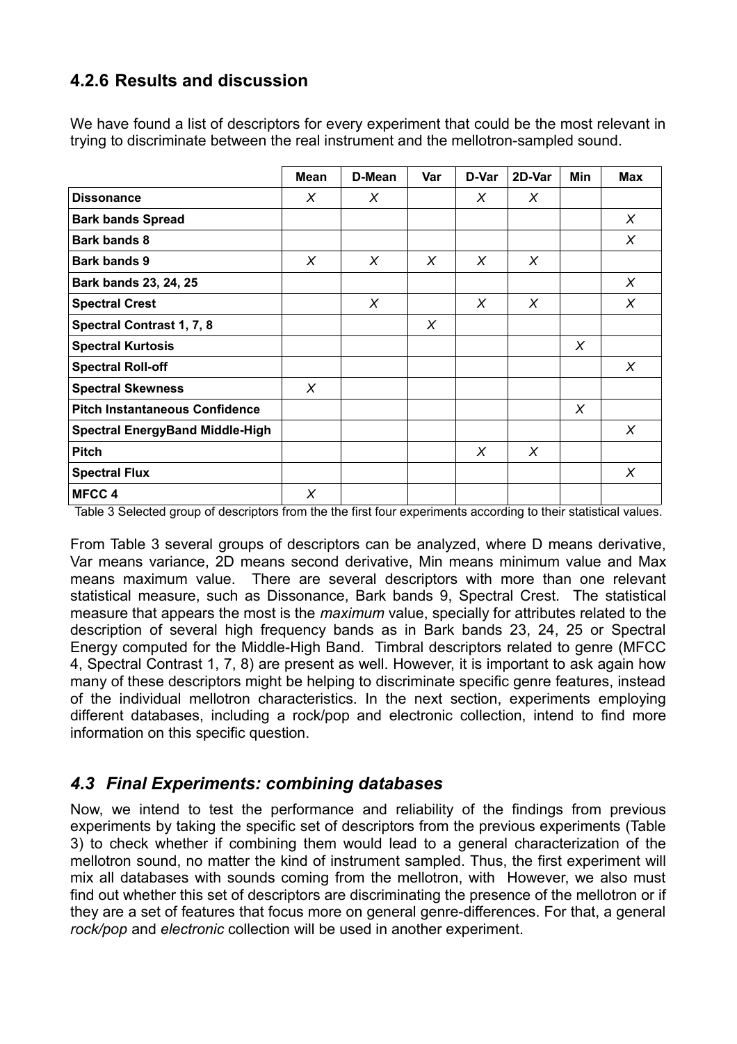### 4.2.6 Results and discussion

We have found a list of descriptors for every experiment that could be the most relevant in trying to discriminate between the real instrument and the mellotron-sampled sound.

| | Mean | D-Mean | Var | D-Var | 2D-Var | Min | Max |
|---|---|---|---|---|---|---|---|
| **Dissonance** | X | X | | X | X | | |
| **Bark bands Spread** | | | | | | | X |
| **Bark bands 8** | | | | | | | X |
| **Bark bands 9** | X | X | X | X | X | | |
| **Bark bands 23, 24, 25** | | | | | | | X |
| **Spectral Crest** | | X | | X | X | | X |
| **Spectral Contrast 1, 7, 8** | | | X | | | | |
| **Spectral Kurtosis** | | | | | | X | |
| **Spectral Roll-off** | | | | | | | X |
| **Spectral Skewness** | X | | | | | | |
| **Pitch Instantaneous Confidence** | | | | | | X | |
| **Spectral EnergyBand Middle-High** | | | | | | | X |
| **Pitch** | | | | X | X | | |
| **Spectral Flux** | | | | | | | X |
| **MFCC 4** | X | | | | | | |

Table 3 Selected group of descriptors from the the first four experiments according to their statistical values.

From Table 3 several groups of descriptors can be analyzed, where D means derivative, Var means variance, 2D means second derivative, Min means minimum value and Max means maximum value. There are several descriptors with more than one relevant statistical measure, such as Dissonance, Bark bands 9, Spectral Crest. The statistical measure that appears the most is the *maximum* value, specially for attributes related to the description of several high frequency bands as in Bark bands 23, 24, 25 or Spectral Energy computed for the Middle-High Band. Timbral descriptors related to genre (MFCC 4, Spectral Contrast 1, 7, 8) are present as well. However, it is important to ask again how many of these descriptors might be helping to discriminate specific genre features, instead of the individual mellotron characteristics. In the next section, experiments employing different databases, including a rock/pop and electronic collection, intend to find more information on this specific question.

## *4.3 Final Experiments: combining databases*

Now, we intend to test the performance and reliability of the findings from previous experiments by taking the specific set of descriptors from the previous experiments (Table 3) to check whether if combining them would lead to a general characterization of the mellotron sound, no matter the kind of instrument sampled. Thus, the first experiment will mix all databases with sounds coming from the mellotron, with However, we also must find out whether this set of descriptors are discriminating the presence of the mellotron or if they are a set of features that focus more on general genre-differences. For that, a general *rock/pop* and *electronic* collection will be used in another experiment.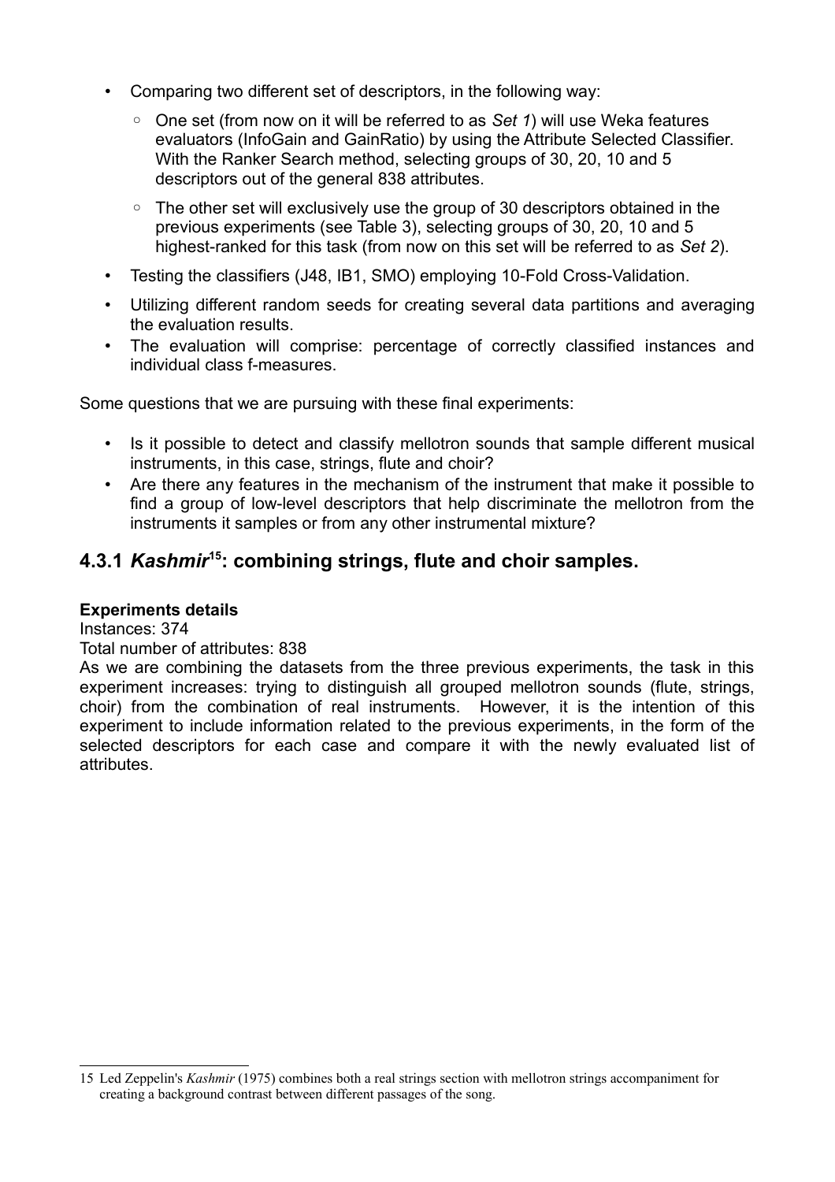- Comparing two different set of descriptors, in the following way:
  - One set (from now on it will be referred to as *Set 1*) will use Weka features evaluators (InfoGain and GainRatio) by using the Attribute Selected Classifier. With the Ranker Search method, selecting groups of 30, 20, 10 and 5 descriptors out of the general 838 attributes.
  - The other set will exclusively use the group of 30 descriptors obtained in the previous experiments (see Table 3), selecting groups of 30, 20, 10 and 5 highest-ranked for this task (from now on this set will be referred to as *Set 2*).
- Testing the classifiers (J48, IB1, SMO) employing 10-Fold Cross-Validation.
- Utilizing different random seeds for creating several data partitions and averaging the evaluation results.
- The evaluation will comprise: percentage of correctly classified instances and individual class f-measures.

Some questions that we are pursuing with these final experiments:

- Is it possible to detect and classify mellotron sounds that sample different musical instruments, in this case, strings, flute and choir?
- Are there any features in the mechanism of the instrument that make it possible to find a group of low-level descriptors that help discriminate the mellotron from the instruments it samples or from any other instrumental mixture?

## 4.3.1 *Kashmir*[15]: combining strings, flute and choir samples.

**Experiments details**

Instances: 374

Total number of attributes: 838

As we are combining the datasets from the three previous experiments, the task in this experiment increases: trying to distinguish all grouped mellotron sounds (flute, strings, choir) from the combination of real instruments. However, it is the intention of this experiment to include information related to the previous experiments, in the form of the selected descriptors for each case and compare it with the newly evaluated list of attributes.

15 Led Zeppelin's *Kashmir* (1975) combines both a real strings section with mellotron strings accompaniment for creating a background contrast between different passages of the song.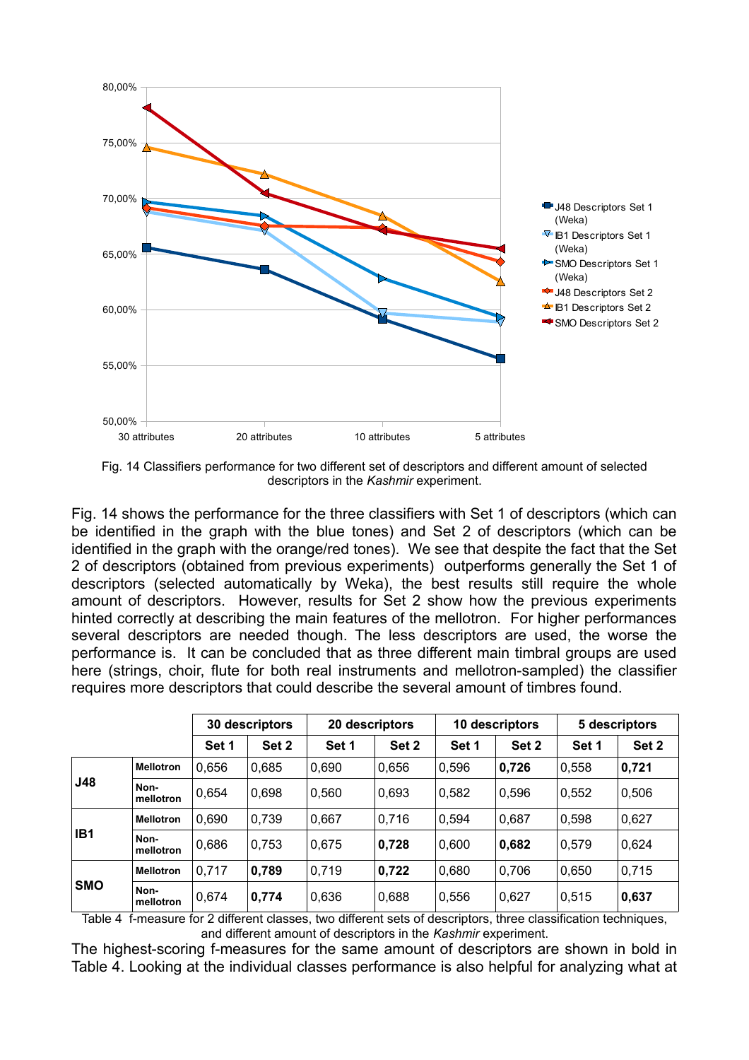80,00%
75,00%
70,00%
65,00%
60,00%
55,00%
50,00%

30 attributes
20 attributes
10 attributes
5 attributes

J48 Descriptors Set 1 (Weka)
IB1 Descriptors Set 1 (Weka)
SMO Descriptors Set 1 (Weka)
J48 Descriptors Set 2
IB1 Descriptors Set 2
SMO Descriptors Set 2

Fig. 14 Classifiers performance for two different set of descriptors and different amount of selected descriptors in the *Kashmir* experiment.

Fig. 14 shows the performance for the three classifiers with Set 1 of descriptors (which can be identified in the graph with the blue tones) and Set 2 of descriptors (which can be identified in the graph with the orange/red tones). We see that despite the fact that the Set 2 of descriptors (obtained from previous experiments) outperforms generally the Set 1 of descriptors (selected automatically by Weka), the best results still require the whole amount of descriptors. However, results for Set 2 show how the previous experiments hinted correctly at describing the main features of the mellotron. For higher performances several descriptors are needed though. The less descriptors are used, the worse the performance is. It can be concluded that as three different main timbral groups are used here (strings, choir, flute for both real instruments and mellotron-sampled) the classifier requires more descriptors that could describe the several amount of timbres found.

| | | 30 descriptors | | 20 descriptors | | 10 descriptors | | 5 descriptors | |
|---|---|---|---|---|---|---|---|---|---|
| | | Set 1 | Set 2 | Set 1 | Set 2 | Set 1 | Set 2 | Set 1 | Set 2 |
| **J48** | **Mellotron** | 0,656 | 0,685 | 0,690 | 0,656 | 0,596 | **0,726** | 0,558 | **0,721** |
| | **Non-mellotron** | 0,654 | 0,698 | 0,560 | 0,693 | 0,582 | 0,596 | 0,552 | 0,506 |
| **IB1** | **Mellotron** | 0,690 | 0,739 | 0,667 | 0,716 | 0,594 | 0,687 | 0,598 | 0,627 |
| | **Non-mellotron** | 0,686 | 0,753 | 0,675 | **0,728** | 0,600 | **0,682** | 0,579 | 0,624 |
| **SMO** | **Mellotron** | 0,717 | **0,789** | 0,719 | **0,722** | 0,680 | 0,706 | 0,650 | 0,715 |
| | **Non-mellotron** | 0,674 | **0,774** | 0,636 | 0,688 | 0,556 | 0,627 | 0,515 | **0,637** |

Table 4 f-measure for 2 different classes, two different sets of descriptors, three classification techniques, and different amount of descriptors in the *Kashmir* experiment.

The highest-scoring f-measures for the same amount of descriptors are shown in bold in Table 4. Looking at the individual classes performance is also helpful for analyzing what at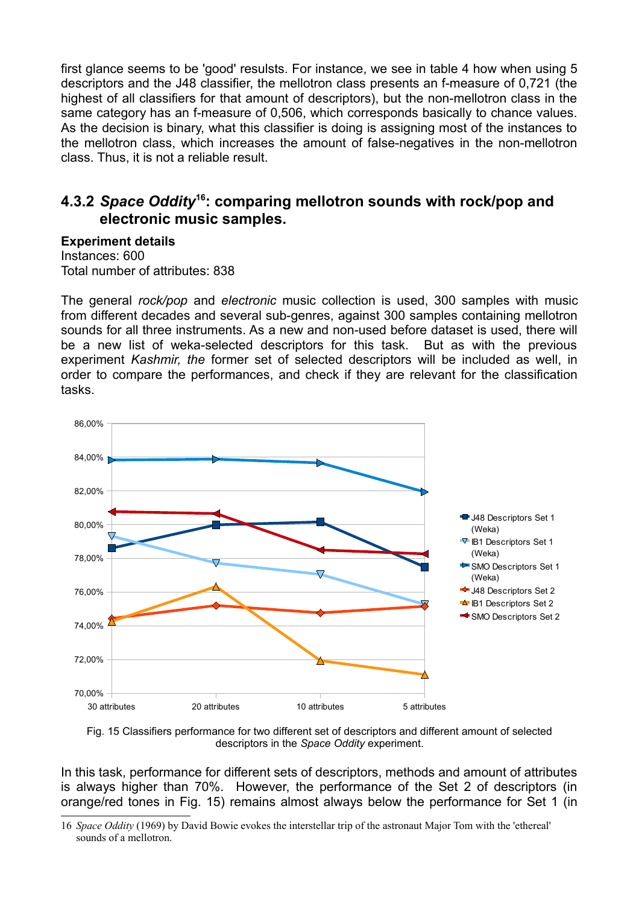first glance seems to be 'good' resulsts. For instance, we see in table 4 how when using 5 descriptors and the J48 classifier, the mellotron class presents an f-measure of 0,721 (the highest of all classifiers for that amount of descriptors), but the non-mellotron class in the same category has an f-measure of 0,506, which corresponds basically to chance values. As the decision is binary, what this classifier is doing is assigning most of the instances to the mellotron class, which increases the amount of false-negatives in the non-mellotron class. Thus, it is not a reliable result.

### 4.3.2 *Space Oddity*[16]: comparing mellotron sounds with rock/pop and electronic music samples.

**Experiment details**
Instances: 600
Total number of attributes: 838

The general *rock/pop* and *electronic* music collection is used, 300 samples with music from different decades and several sub-genres, against 300 samples containing mellotron sounds for all three instruments. As a new and non-used before dataset is used, there will be a new list of weka-selected descriptors for this task. But as with the previous experiment *Kashmir, the* former set of selected descriptors will be included as well, in order to compare the performances, and check if they are relevant for the classification tasks.

86,00%
84,00%
82,00%
80,00%
78,00%
76,00%
74,00%
72,00%
70,00%

30 attributes
20 attributes
10 attributes
5 attributes

J48 Descriptors Set 1 (Weka)
IB1 Descriptors Set 1 (Weka)
SMO Descriptors Set 1 (Weka)
J48 Descriptors Set 2
IB1 Descriptors Set 2
SMO Descriptors Set 2

Fig. 15 Classifiers performance for two different set of descriptors and different amount of selected descriptors in the *Space Oddity* experiment.

In this task, performance for different sets of descriptors, methods and amount of attributes is always higher than 70%. However, the performance of the Set 2 of descriptors (in orange/red tones in Fig. 15) remains almost always below the performance for Set 1 (in

16 *Space Oddity* (1969) by David Bowie evokes the interstellar trip of the astronaut Major Tom with the 'ethereal' sounds of a mellotron.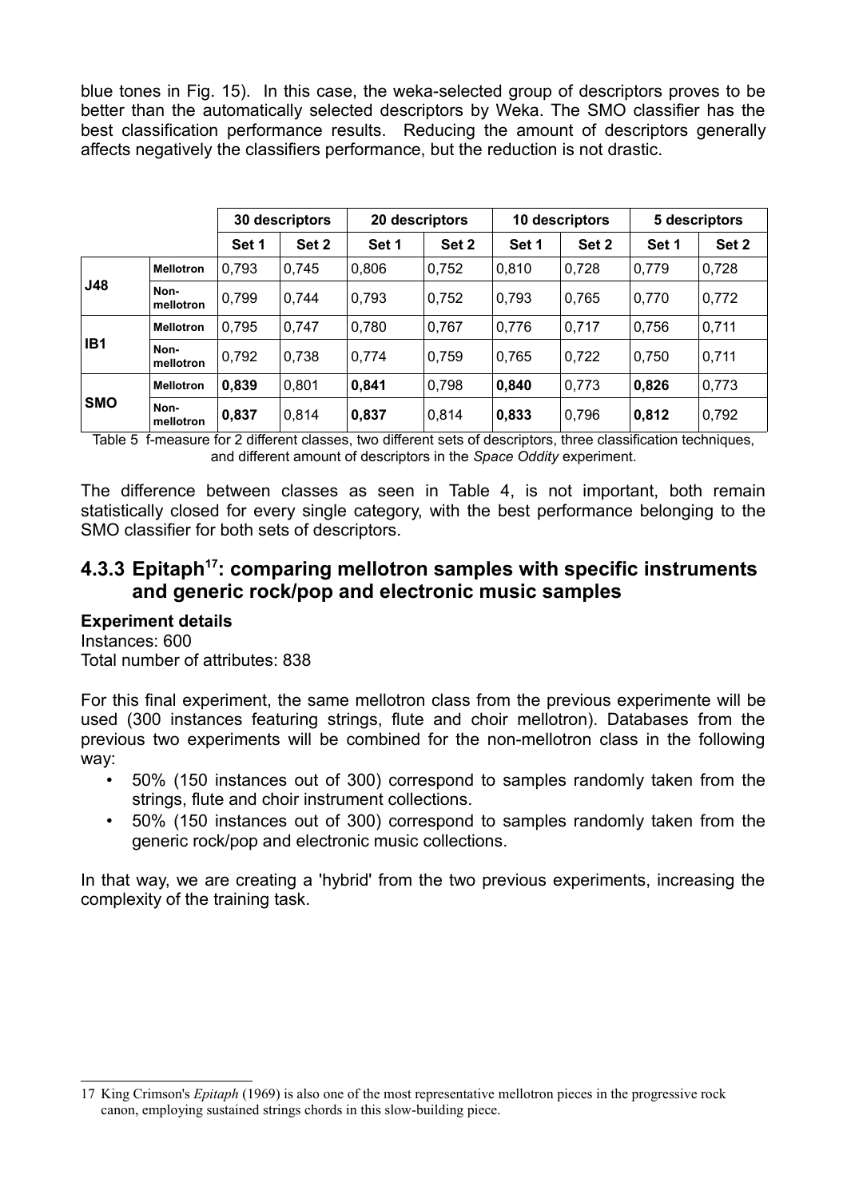blue tones in Fig. 15). In this case, the weka-selected group of descriptors proves to be better than the automatically selected descriptors by Weka. The SMO classifier has the best classification performance results. Reducing the amount of descriptors generally affects negatively the classifiers performance, but the reduction is not drastic.

| | | 30 descriptors | | 20 descriptors | | 10 descriptors | | 5 descriptors | |
|---|---|---|---|---|---|---|---|---|---|
| | | Set 1 | Set 2 | Set 1 | Set 2 | Set 1 | Set 2 | Set 1 | Set 2 |
| **J48** | **Mellotron** | 0,793 | 0,745 | 0,806 | 0,752 | 0,810 | 0,728 | 0,779 | 0,728 |
| | **Non-mellotron** | 0,799 | 0,744 | 0,793 | 0,752 | 0,793 | 0,765 | 0,770 | 0,772 |
| **IB1** | **Mellotron** | 0,795 | 0,747 | 0,780 | 0,767 | 0,776 | 0,717 | 0,756 | 0,711 |
| | **Non-mellotron** | 0,792 | 0,738 | 0,774 | 0,759 | 0,765 | 0,722 | 0,750 | 0,711 |
| **SMO** | **Mellotron** | **0,839** | 0,801 | **0,841** | 0,798 | **0,840** | 0,773 | **0,826** | 0,773 |
| | **Non-mellotron** | **0,837** | 0,814 | **0,837** | 0,814 | **0,833** | 0,796 | **0,812** | 0,792 |

Table 5 f-measure for 2 different classes, two different sets of descriptors, three classification techniques, and different amount of descriptors in the *Space Oddity* experiment.

The difference between classes as seen in Table 4, is not important, both remain statistically closed for every single category, with the best performance belonging to the SMO classifier for both sets of descriptors.

### 4.3.3 Epitaph[17]: comparing mellotron samples with specific instruments and generic rock/pop and electronic music samples

**Experiment details**
Instances: 600
Total number of attributes: 838

For this final experiment, the same mellotron class from the previous experimente will be used (300 instances featuring strings, flute and choir mellotron). Databases from the previous two experiments will be combined for the non-mellotron class in the following way:

- 50% (150 instances out of 300) correspond to samples randomly taken from the strings, flute and choir instrument collections.
- 50% (150 instances out of 300) correspond to samples randomly taken from the generic rock/pop and electronic music collections.

In that way, we are creating a 'hybrid' from the two previous experiments, increasing the complexity of the training task.

17 King Crimson's *Epitaph* (1969) is also one of the most representative mellotron pieces in the progressive rock canon, employing sustained strings chords in this slow-building piece.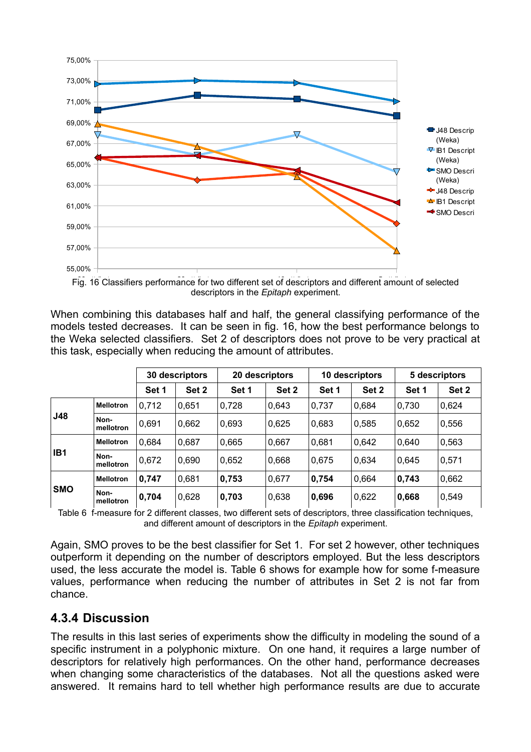75,00%
73,00%
71,00%
69,00%
67,00%
65,00%
63,00%
61,00%
59,00%
57,00%
55,00%

J48 Descrip (Weka)
IB1 Descript (Weka)
SMO Descri (Weka)
J48 Descrip
IB1 Descript
SMO Descri

Fig. 16 Classifiers performance for two different set of descriptors and different amount of selected descriptors in the *Epitaph* experiment.

When combining this databases half and half, the general classifying performance of the models tested decreases. It can be seen in fig. 16, how the best performance belongs to the Weka selected classifiers. Set 2 of descriptors does not prove to be very practical at this task, especially when reducing the amount of attributes.

| | | 30 descriptors | | 20 descriptors | | 10 descriptors | | 5 descriptors | |
|---|---|---|---|---|---|---|---|---|---|
| | | **Set 1** | **Set 2** | **Set 1** | **Set 2** | **Set 1** | **Set 2** | **Set 1** | **Set 2** |
| **J48** | **Mellotron** | 0,712 | 0,651 | 0,728 | 0,643 | 0,737 | 0,684 | 0,730 | 0,624 |
| | **Non-mellotron** | 0,691 | 0,662 | 0,693 | 0,625 | 0,683 | 0,585 | 0,652 | 0,556 |
| **IB1** | **Mellotron** | 0,684 | 0,687 | 0,665 | 0,667 | 0,681 | 0,642 | 0,640 | 0,563 |
| | **Non-mellotron** | 0,672 | 0,690 | 0,652 | 0,668 | 0,675 | 0,634 | 0,645 | 0,571 |
| **SMO** | **Mellotron** | **0,747** | 0,681 | **0,753** | 0,677 | **0,754** | 0,664 | **0,743** | 0,662 |
| | **Non-mellotron** | **0,704** | 0,628 | **0,703** | 0,638 | **0,696** | 0,622 | **0,668** | 0,549 |

Table 6 f-measure for 2 different classes, two different sets of descriptors, three classification techniques, and different amount of descriptors in the *Epitaph* experiment.

Again, SMO proves to be the best classifier for Set 1. For set 2 however, other techniques outperform it depending on the number of descriptors employed. But the less descriptors used, the less accurate the model is. Table 6 shows for example how for some f-measure values, performance when reducing the number of attributes in Set 2 is not far from chance.

### 4.3.4 Discussion

The results in this last series of experiments show the difficulty in modeling the sound of a specific instrument in a polyphonic mixture. On one hand, it requires a large number of descriptors for relatively high performances. On the other hand, performance decreases when changing some characteristics of the databases. Not all the questions asked were answered. It remains hard to tell whether high performance results are due to accurate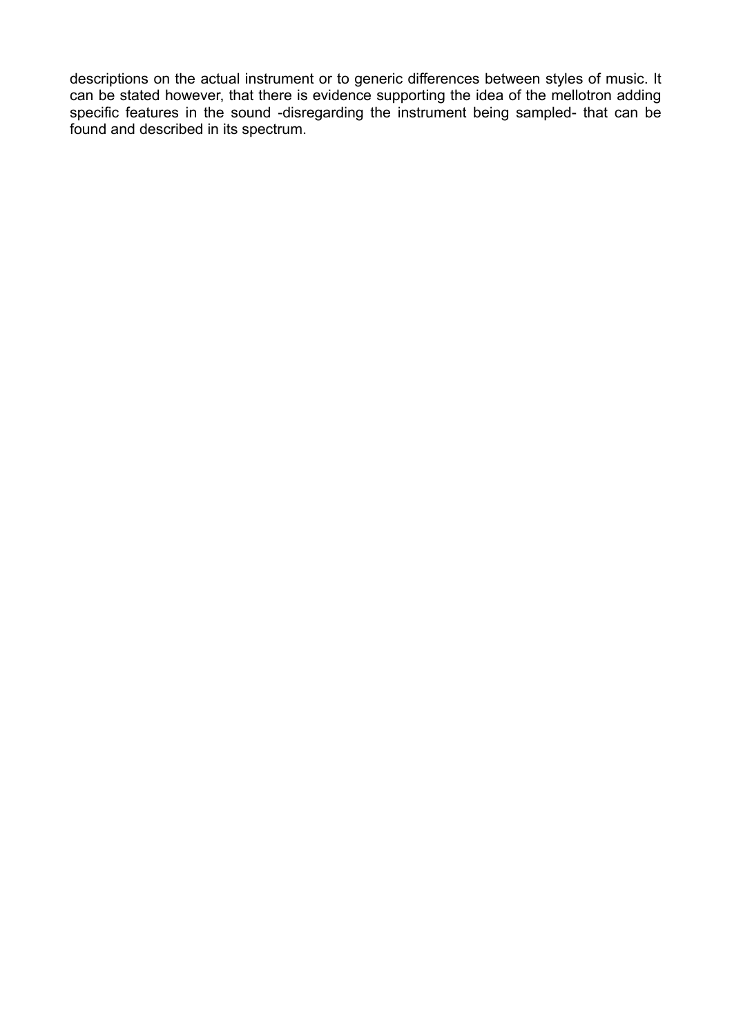descriptions on the actual instrument or to generic differences between styles of music. It can be stated however, that there is evidence supporting the idea of the mellotron adding specific features in the sound -disregarding the instrument being sampled- that can be found and described in its spectrum.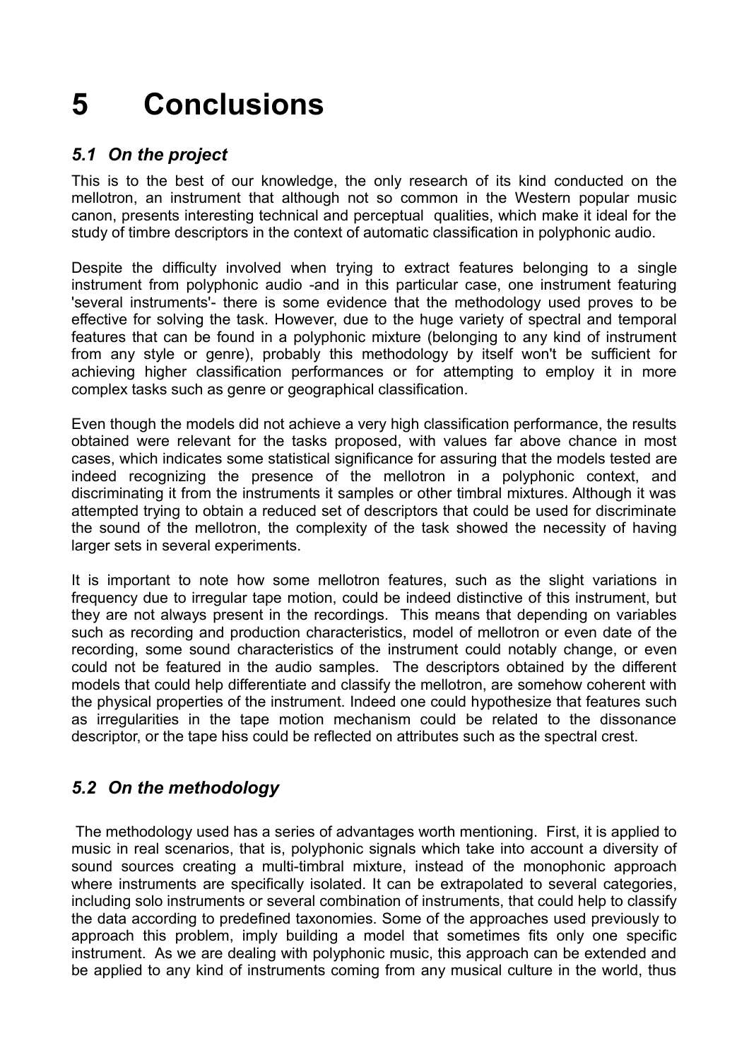# 5 Conclusions

## *5.1 On the project*

This is to the best of our knowledge, the only research of its kind conducted on the mellotron, an instrument that although not so common in the Western popular music canon, presents interesting technical and perceptual qualities, which make it ideal for the study of timbre descriptors in the context of automatic classification in polyphonic audio.

Despite the difficulty involved when trying to extract features belonging to a single instrument from polyphonic audio -and in this particular case, one instrument featuring 'several instruments'- there is some evidence that the methodology used proves to be effective for solving the task. However, due to the huge variety of spectral and temporal features that can be found in a polyphonic mixture (belonging to any kind of instrument from any style or genre), probably this methodology by itself won't be sufficient for achieving higher classification performances or for attempting to employ it in more complex tasks such as genre or geographical classification.

Even though the models did not achieve a very high classification performance, the results obtained were relevant for the tasks proposed, with values far above chance in most cases, which indicates some statistical significance for assuring that the models tested are indeed recognizing the presence of the mellotron in a polyphonic context, and discriminating it from the instruments it samples or other timbral mixtures. Although it was attempted trying to obtain a reduced set of descriptors that could be used for discriminate the sound of the mellotron, the complexity of the task showed the necessity of having larger sets in several experiments.

It is important to note how some mellotron features, such as the slight variations in frequency due to irregular tape motion, could be indeed distinctive of this instrument, but they are not always present in the recordings. This means that depending on variables such as recording and production characteristics, model of mellotron or even date of the recording, some sound characteristics of the instrument could notably change, or even could not be featured in the audio samples. The descriptors obtained by the different models that could help differentiate and classify the mellotron, are somehow coherent with the physical properties of the instrument. Indeed one could hypothesize that features such as irregularities in the tape motion mechanism could be related to the dissonance descriptor, or the tape hiss could be reflected on attributes such as the spectral crest.

## *5.2 On the methodology*

The methodology used has a series of advantages worth mentioning. First, it is applied to music in real scenarios, that is, polyphonic signals which take into account a diversity of sound sources creating a multi-timbral mixture, instead of the monophonic approach where instruments are specifically isolated. It can be extrapolated to several categories, including solo instruments or several combination of instruments, that could help to classify the data according to predefined taxonomies. Some of the approaches used previously to approach this problem, imply building a model that sometimes fits only one specific instrument. As we are dealing with polyphonic music, this approach can be extended and be applied to any kind of instruments coming from any musical culture in the world, thus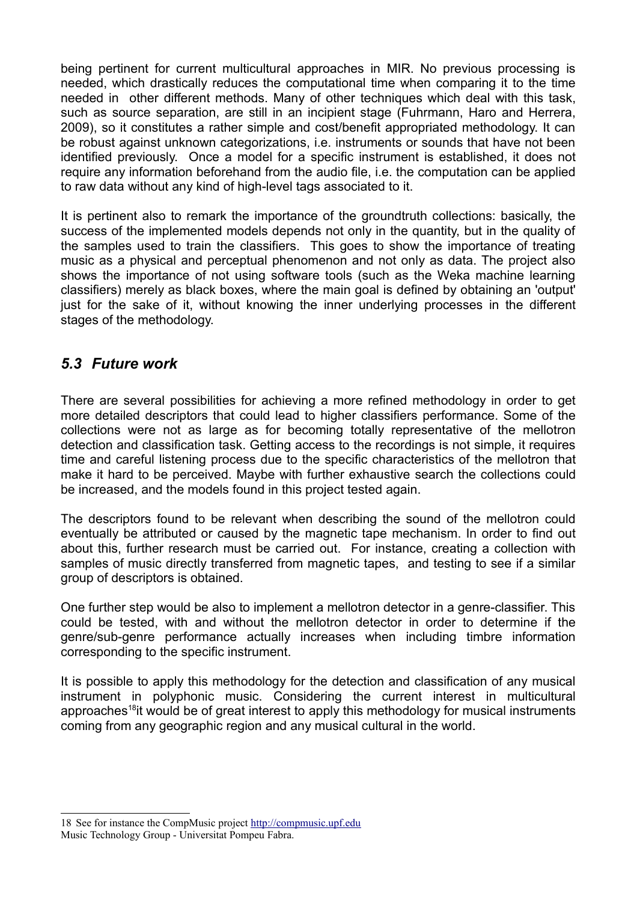being pertinent for current multicultural approaches in MIR. No previous processing is needed, which drastically reduces the computational time when comparing it to the time needed in other different methods. Many of other techniques which deal with this task, such as source separation, are still in an incipient stage (Fuhrmann, Haro and Herrera, 2009), so it constitutes a rather simple and cost/benefit appropriated methodology. It can be robust against unknown categorizations, i.e. instruments or sounds that have not been identified previously. Once a model for a specific instrument is established, it does not require any information beforehand from the audio file, i.e. the computation can be applied to raw data without any kind of high-level tags associated to it.

It is pertinent also to remark the importance of the groundtruth collections: basically, the success of the implemented models depends not only in the quantity, but in the quality of the samples used to train the classifiers. This goes to show the importance of treating music as a physical and perceptual phenomenon and not only as data. The project also shows the importance of not using software tools (such as the Weka machine learning classifiers) merely as black boxes, where the main goal is defined by obtaining an 'output' just for the sake of it, without knowing the inner underlying processes in the different stages of the methodology.

## *5.3 Future work*

There are several possibilities for achieving a more refined methodology in order to get more detailed descriptors that could lead to higher classifiers performance. Some of the collections were not as large as for becoming totally representative of the mellotron detection and classification task. Getting access to the recordings is not simple, it requires time and careful listening process due to the specific characteristics of the mellotron that make it hard to be perceived. Maybe with further exhaustive search the collections could be increased, and the models found in this project tested again.

The descriptors found to be relevant when describing the sound of the mellotron could eventually be attributed or caused by the magnetic tape mechanism. In order to find out about this, further research must be carried out. For instance, creating a collection with samples of music directly transferred from magnetic tapes, and testing to see if a similar group of descriptors is obtained.

One further step would be also to implement a mellotron detector in a genre-classifier. This could be tested, with and without the mellotron detector in order to determine if the genre/sub-genre performance actually increases when including timbre information corresponding to the specific instrument.

It is possible to apply this methodology for the detection and classification of any musical instrument in polyphonic music. Considering the current interest in multicultural approaches[18]it would be of great interest to apply this methodology for musical instruments coming from any geographic region and any musical cultural in the world.

18 See for instance the CompMusic project http://compmusic.upf.edu
Music Technology Group - Universitat Pompeu Fabra.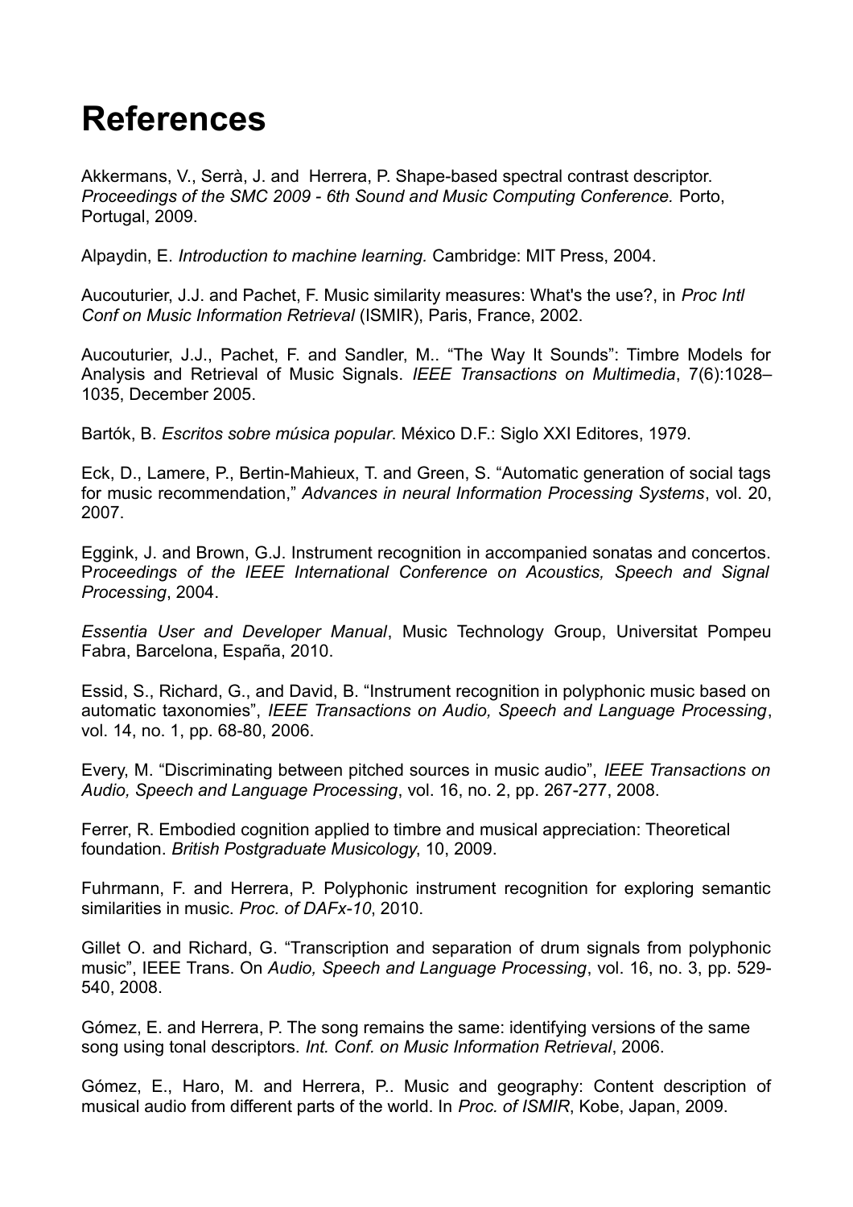# References

Akkermans, V., Serrà, J. and Herrera, P. Shape-based spectral contrast descriptor. *Proceedings of the SMC 2009 - 6th Sound and Music Computing Conference.* Porto, Portugal, 2009.

Alpaydin, E. *Introduction to machine learning.* Cambridge: MIT Press, 2004.

Aucouturier, J.J. and Pachet, F. Music similarity measures: What's the use?, in *Proc Intl Conf on Music Information Retrieval* (ISMIR), Paris, France, 2002.

Aucouturier, J.J., Pachet, F. and Sandler, M.. "The Way It Sounds": Timbre Models for Analysis and Retrieval of Music Signals. *IEEE Transactions on Multimedia*, 7(6):1028–1035, December 2005.

Bartók, B. *Escritos sobre música popular*. México D.F.: Siglo XXI Editores, 1979.

Eck, D., Lamere, P., Bertin-Mahieux, T. and Green, S. "Automatic generation of social tags for music recommendation," *Advances in neural Information Processing Systems*, vol. 20, 2007.

Eggink, J. and Brown, G.J. Instrument recognition in accompanied sonatas and concertos. P*roceedings of the IEEE International Conference on Acoustics, Speech and Signal Processing*, 2004.

*Essentia User and Developer Manual*, Music Technology Group, Universitat Pompeu Fabra, Barcelona, España, 2010.

Essid, S., Richard, G., and David, B. "Instrument recognition in polyphonic music based on automatic taxonomies", *IEEE Transactions on Audio, Speech and Language Processing*, vol. 14, no. 1, pp. 68-80, 2006.

Every, M. "Discriminating between pitched sources in music audio", *IEEE Transactions on Audio, Speech and Language Processing*, vol. 16, no. 2, pp. 267-277, 2008.

Ferrer, R. Embodied cognition applied to timbre and musical appreciation: Theoretical foundation. *British Postgraduate Musicology*, 10, 2009.

Fuhrmann, F. and Herrera, P. Polyphonic instrument recognition for exploring semantic similarities in music. *Proc. of DAFx-10*, 2010.

Gillet O. and Richard, G. "Transcription and separation of drum signals from polyphonic music", IEEE Trans. On *Audio, Speech and Language Processing*, vol. 16, no. 3, pp. 529-540, 2008.

Gómez, E. and Herrera, P. The song remains the same: identifying versions of the same song using tonal descriptors. *Int. Conf. on Music Information Retrieval*, 2006.

Gómez, E., Haro, M. and Herrera, P.. Music and geography: Content description of musical audio from different parts of the world. In *Proc. of ISMIR*, Kobe, Japan, 2009.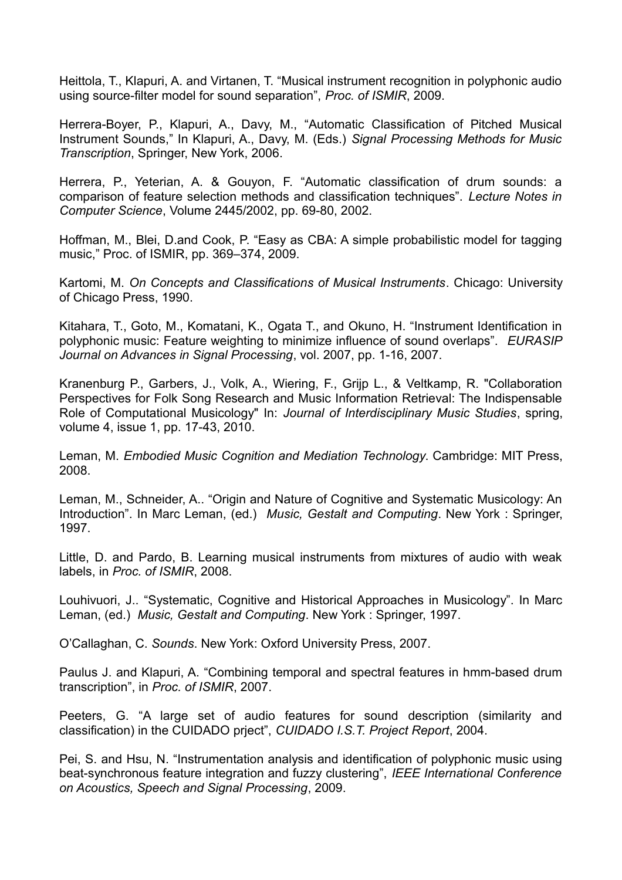Heittola, T., Klapuri, A. and Virtanen, T. "Musical instrument recognition in polyphonic audio using source-filter model for sound separation", *Proc. of ISMIR*, 2009.

Herrera-Boyer, P., Klapuri, A., Davy, M., "Automatic Classification of Pitched Musical Instrument Sounds," In Klapuri, A., Davy, M. (Eds.) *Signal Processing Methods for Music Transcription*, Springer, New York, 2006.

Herrera, P., Yeterian, A. & Gouyon, F. "Automatic classification of drum sounds: a comparison of feature selection methods and classification techniques". *Lecture Notes in Computer Science*, Volume 2445/2002, pp. 69-80, 2002.

Hoffman, M., Blei, D.and Cook, P. "Easy as CBA: A simple probabilistic model for tagging music," Proc. of ISMIR, pp. 369–374, 2009.

Kartomi, M. *On Concepts and Classifications of Musical Instruments*. Chicago: University of Chicago Press, 1990.

Kitahara, T., Goto, M., Komatani, K., Ogata T., and Okuno, H. "Instrument Identification in polyphonic music: Feature weighting to minimize influence of sound overlaps". *EURASIP Journal on Advances in Signal Processing*, vol. 2007, pp. 1-16, 2007.

Kranenburg P., Garbers, J., Volk, A., Wiering, F., Grijp L., & Veltkamp, R. "Collaboration Perspectives for Folk Song Research and Music Information Retrieval: The Indispensable Role of Computational Musicology" In: *Journal of Interdisciplinary Music Studies*, spring, volume 4, issue 1, pp. 17-43, 2010.

Leman, M. *Embodied Music Cognition and Mediation Technology.* Cambridge: MIT Press, 2008.

Leman, M., Schneider, A.. "Origin and Nature of Cognitive and Systematic Musicology: An Introduction". In Marc Leman, (ed.) *Music, Gestalt and Computing*. New York : Springer, 1997.

Little, D. and Pardo, B. Learning musical instruments from mixtures of audio with weak labels, in *Proc. of ISMIR*, 2008.

Louhivuori, J.. "Systematic, Cognitive and Historical Approaches in Musicology". In Marc Leman, (ed.) *Music, Gestalt and Computing*. New York : Springer, 1997.

O'Callaghan, C. *Sounds*. New York: Oxford University Press, 2007.

Paulus J. and Klapuri, A. "Combining temporal and spectral features in hmm-based drum transcription", in *Proc. of ISMIR*, 2007.

Peeters, G. "A large set of audio features for sound description (similarity and classification) in the CUIDADO prject", *CUIDADO I.S.T. Project Report*, 2004.

Pei, S. and Hsu, N. "Instrumentation analysis and identification of polyphonic music using beat-synchronous feature integration and fuzzy clustering", *IEEE International Conference on Acoustics, Speech and Signal Processing*, 2009.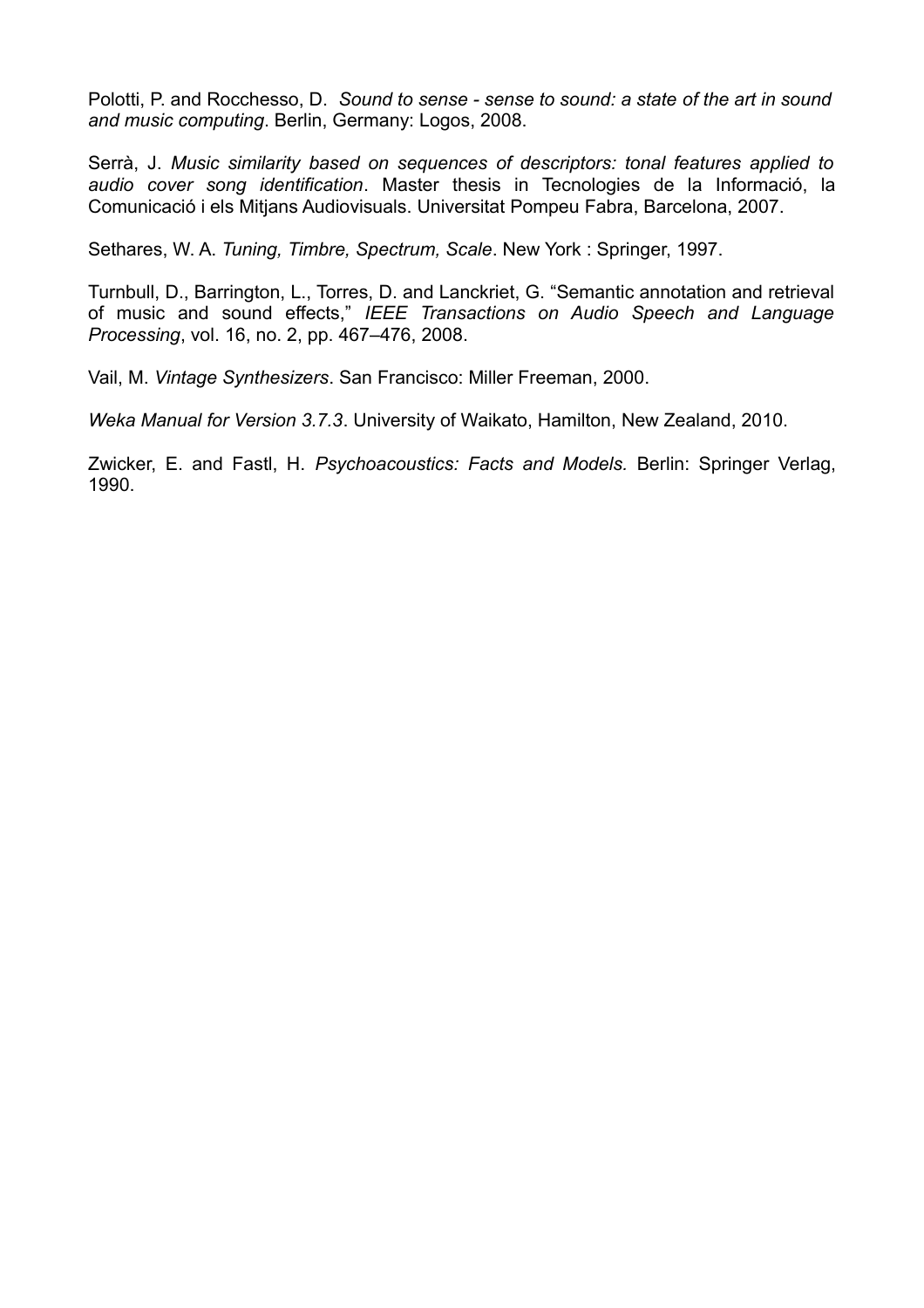Polotti, P. and Rocchesso, D. *Sound to sense - sense to sound: a state of the art in sound and music computing*. Berlin, Germany: Logos, 2008.

Serrà, J. *Music similarity based on sequences of descriptors: tonal features applied to audio cover song identification*. Master thesis in Tecnologies de la Informació, la Comunicació i els Mitjans Audiovisuals. Universitat Pompeu Fabra, Barcelona, 2007.

Sethares, W. A. *Tuning, Timbre, Spectrum, Scale*. New York : Springer, 1997.

Turnbull, D., Barrington, L., Torres, D. and Lanckriet, G. "Semantic annotation and retrieval of music and sound effects," *IEEE Transactions on Audio Speech and Language Processing*, vol. 16, no. 2, pp. 467–476, 2008.

Vail, M. *Vintage Synthesizers*. San Francisco: Miller Freeman, 2000.

*Weka Manual for Version 3.7.3*. University of Waikato, Hamilton, New Zealand, 2010.

Zwicker, E. and Fastl, H. *Psychoacoustics: Facts and Models.* Berlin: Springer Verlag, 1990.